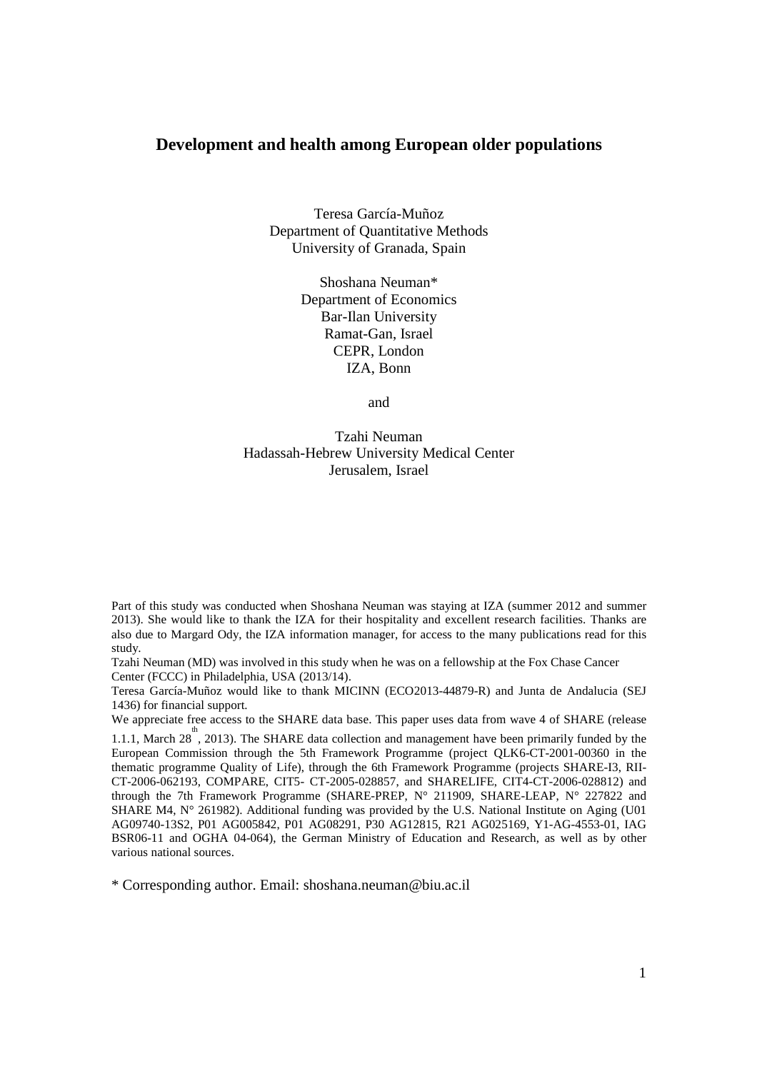# Development and health among European older populations

Teresa García-Muñoz
Department of Quantitative Methods
University of Granada, Spain

Shoshana Neuman*
Department of Economics
Bar-Ilan University
Ramat-Gan, Israel
CEPR, London
IZA, Bonn

and

Tzahi Neuman
Hadassah-Hebrew University Medical Center
Jerusalem, Israel

Part of this study was conducted when Shoshana Neuman was staying at IZA (summer 2012 and summer 2013). She would like to thank the IZA for their hospitality and excellent research facilities. Thanks are also due to Margard Ody, the IZA information manager, for access to the many publications read for this study.

Tzahi Neuman (MD) was involved in this study when he was on a fellowship at the Fox Chase Cancer Center (FCCC) in Philadelphia, USA (2013/14).

Teresa García-Muñoz would like to thank MICINN (ECO2013-44879-R) and Junta de Andalucia (SEJ 1436) for financial support.

We appreciate free access to the SHARE data base. This paper uses data from wave 4 of SHARE (release 1.1.1, March 28th, 2013). The SHARE data collection and management have been primarily funded by the European Commission through the 5th Framework Programme (project QLK6-CT-2001-00360 in the thematic programme Quality of Life), through the 6th Framework Programme (projects SHARE-I3, RII-CT-2006-062193, COMPARE, CIT5- CT-2005-028857, and SHARELIFE, CIT4-CT-2006-028812) and through the 7th Framework Programme (SHARE-PREP, N° 211909, SHARE-LEAP, N° 227822 and SHARE M4, N° 261982). Additional funding was provided by the U.S. National Institute on Aging (U01 AG09740-13S2, P01 AG005842, P01 AG08291, P30 AG12815, R21 AG025169, Y1-AG-4553-01, IAG BSR06-11 and OGHA 04-064), the German Ministry of Education and Research, as well as by other various national sources.

* Corresponding author. Email: shoshana.neuman@biu.ac.il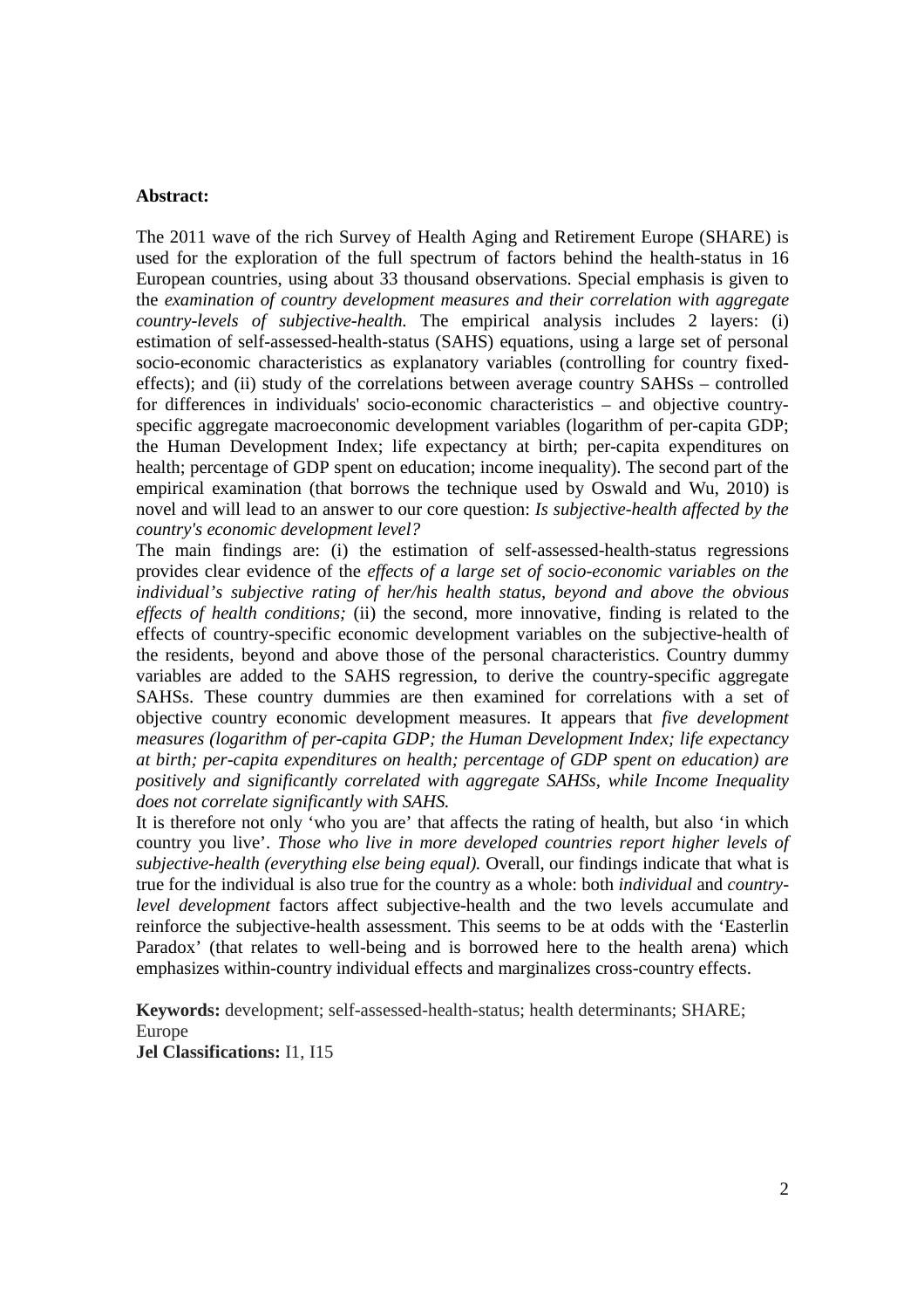**Abstract:**

The 2011 wave of the rich Survey of Health Aging and Retirement Europe (SHARE) is used for the exploration of the full spectrum of factors behind the health-status in 16 European countries, using about 33 thousand observations. Special emphasis is given to the *examination of country development measures and their correlation with aggregate country-levels of subjective-health.* The empirical analysis includes 2 layers: (i) estimation of self-assessed-health-status (SAHS) equations, using a large set of personal socio-economic characteristics as explanatory variables (controlling for country fixed-effects); and (ii) study of the correlations between average country SAHSs – controlled for differences in individuals' socio-economic characteristics – and objective country-specific aggregate macroeconomic development variables (logarithm of per-capita GDP; the Human Development Index; life expectancy at birth; per-capita expenditures on health; percentage of GDP spent on education; income inequality). The second part of the empirical examination (that borrows the technique used by Oswald and Wu, 2010) is novel and will lead to an answer to our core question: *Is subjective-health affected by the country's economic development level?*

The main findings are: (i) the estimation of self-assessed-health-status regressions provides clear evidence of the *effects of a large set of socio-economic variables on the individual's subjective rating of her/his health status, beyond and above the obvious effects of health conditions;* (ii) the second, more innovative, finding is related to the effects of country-specific economic development variables on the subjective-health of the residents, beyond and above those of the personal characteristics. Country dummy variables are added to the SAHS regression, to derive the country-specific aggregate SAHSs. These country dummies are then examined for correlations with a set of objective country economic development measures. It appears that *five development measures (logarithm of per-capita GDP; the Human Development Index; life expectancy at birth; per-capita expenditures on health; percentage of GDP spent on education) are positively and significantly correlated with aggregate SAHSs, while Income Inequality does not correlate significantly with SAHS.*

It is therefore not only 'who you are' that affects the rating of health, but also 'in which country you live'. *Those who live in more developed countries report higher levels of subjective-health (everything else being equal).* Overall, our findings indicate that what is true for the individual is also true for the country as a whole: both *individual* and *country-level development* factors affect subjective-health and the two levels accumulate and reinforce the subjective-health assessment. This seems to be at odds with the 'Easterlin Paradox' (that relates to well-being and is borrowed here to the health arena) which emphasizes within-country individual effects and marginalizes cross-country effects.

**Keywords:** development; self-assessed-health-status; health determinants; SHARE; Europe

**Jel Classifications:** I1, I15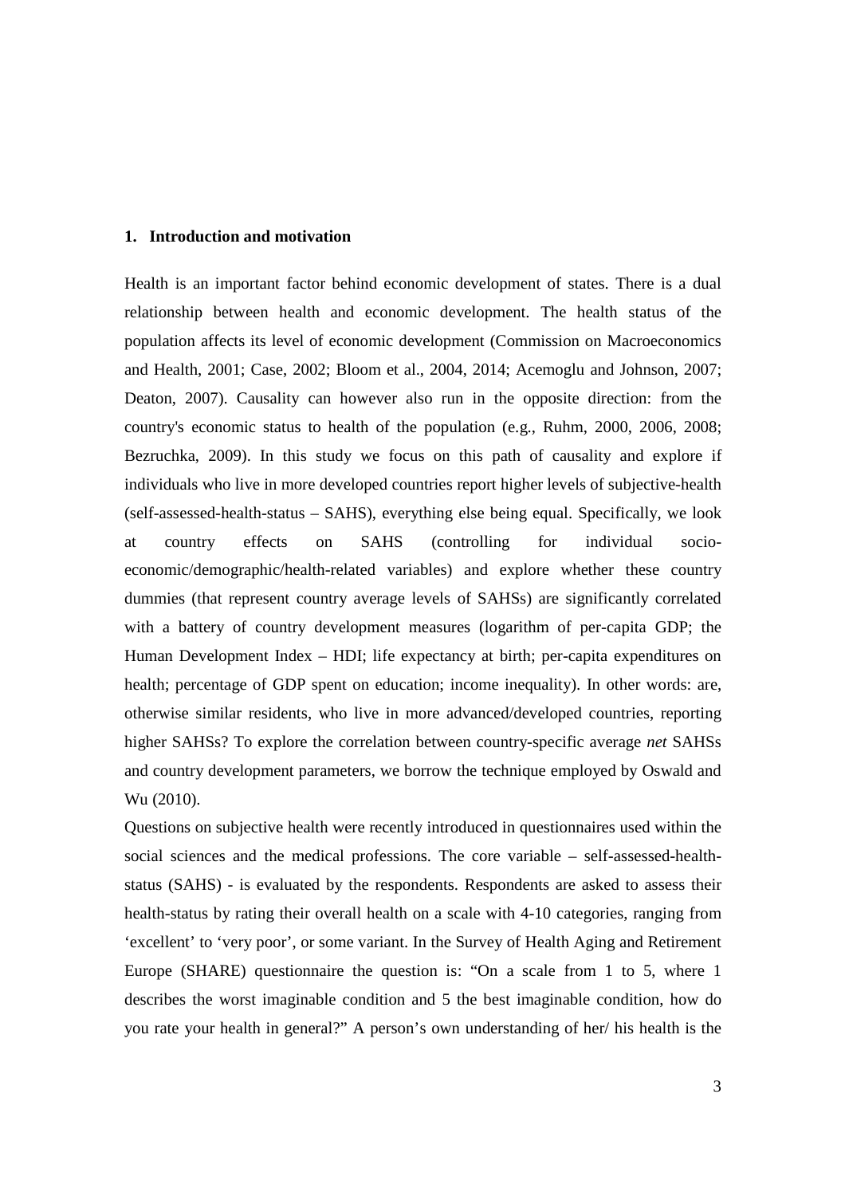## 1. Introduction and motivation

Health is an important factor behind economic development of states. There is a dual relationship between health and economic development. The health status of the population affects its level of economic development (Commission on Macroeconomics and Health, 2001; Case, 2002; Bloom et al., 2004, 2014; Acemoglu and Johnson, 2007; Deaton, 2007). Causality can however also run in the opposite direction: from the country's economic status to health of the population (e.g., Ruhm, 2000, 2006, 2008; Bezruchka, 2009). In this study we focus on this path of causality and explore if individuals who live in more developed countries report higher levels of subjective-health (self-assessed-health-status – SAHS), everything else being equal. Specifically, we look at country effects on SAHS (controlling for individual socio-economic/demographic/health-related variables) and explore whether these country dummies (that represent country average levels of SAHSs) are significantly correlated with a battery of country development measures (logarithm of per-capita GDP; the Human Development Index – HDI; life expectancy at birth; per-capita expenditures on health; percentage of GDP spent on education; income inequality). In other words: are, otherwise similar residents, who live in more advanced/developed countries, reporting higher SAHSs? To explore the correlation between country-specific average *net* SAHSs and country development parameters, we borrow the technique employed by Oswald and Wu (2010).

Questions on subjective health were recently introduced in questionnaires used within the social sciences and the medical professions. The core variable – self-assessed-health-status (SAHS) - is evaluated by the respondents. Respondents are asked to assess their health-status by rating their overall health on a scale with 4-10 categories, ranging from 'excellent' to 'very poor', or some variant. In the Survey of Health Aging and Retirement Europe (SHARE) questionnaire the question is: "On a scale from 1 to 5, where 1 describes the worst imaginable condition and 5 the best imaginable condition, how do you rate your health in general?" A person's own understanding of her/ his health is the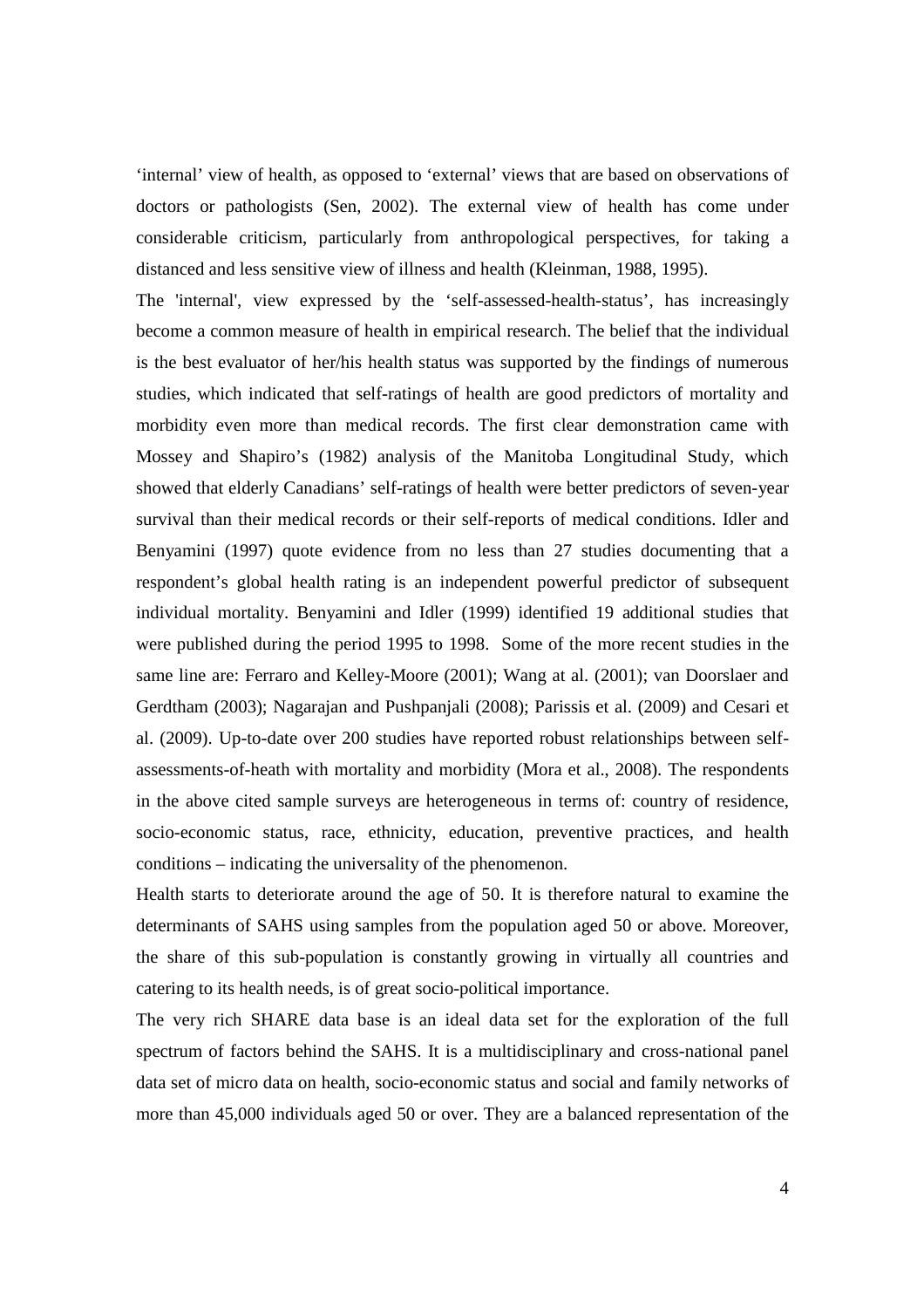'internal' view of health, as opposed to 'external' views that are based on observations of doctors or pathologists (Sen, 2002). The external view of health has come under considerable criticism, particularly from anthropological perspectives, for taking a distanced and less sensitive view of illness and health (Kleinman, 1988, 1995).

The 'internal', view expressed by the 'self-assessed-health-status', has increasingly become a common measure of health in empirical research. The belief that the individual is the best evaluator of her/his health status was supported by the findings of numerous studies, which indicated that self-ratings of health are good predictors of mortality and morbidity even more than medical records. The first clear demonstration came with Mossey and Shapiro's (1982) analysis of the Manitoba Longitudinal Study, which showed that elderly Canadians' self-ratings of health were better predictors of seven-year survival than their medical records or their self-reports of medical conditions. Idler and Benyamini (1997) quote evidence from no less than 27 studies documenting that a respondent's global health rating is an independent powerful predictor of subsequent individual mortality. Benyamini and Idler (1999) identified 19 additional studies that were published during the period 1995 to 1998. Some of the more recent studies in the same line are: Ferraro and Kelley-Moore (2001); Wang at al. (2001); van Doorslaer and Gerdtham (2003); Nagarajan and Pushpanjali (2008); Parissis et al. (2009) and Cesari et al. (2009). Up-to-date over 200 studies have reported robust relationships between self-assessments-of-heath with mortality and morbidity (Mora et al., 2008). The respondents in the above cited sample surveys are heterogeneous in terms of: country of residence, socio-economic status, race, ethnicity, education, preventive practices, and health conditions – indicating the universality of the phenomenon.

Health starts to deteriorate around the age of 50. It is therefore natural to examine the determinants of SAHS using samples from the population aged 50 or above. Moreover, the share of this sub-population is constantly growing in virtually all countries and catering to its health needs, is of great socio-political importance.

The very rich SHARE data base is an ideal data set for the exploration of the full spectrum of factors behind the SAHS. It is a multidisciplinary and cross-national panel data set of micro data on health, socio-economic status and social and family networks of more than 45,000 individuals aged 50 or over. They are a balanced representation of the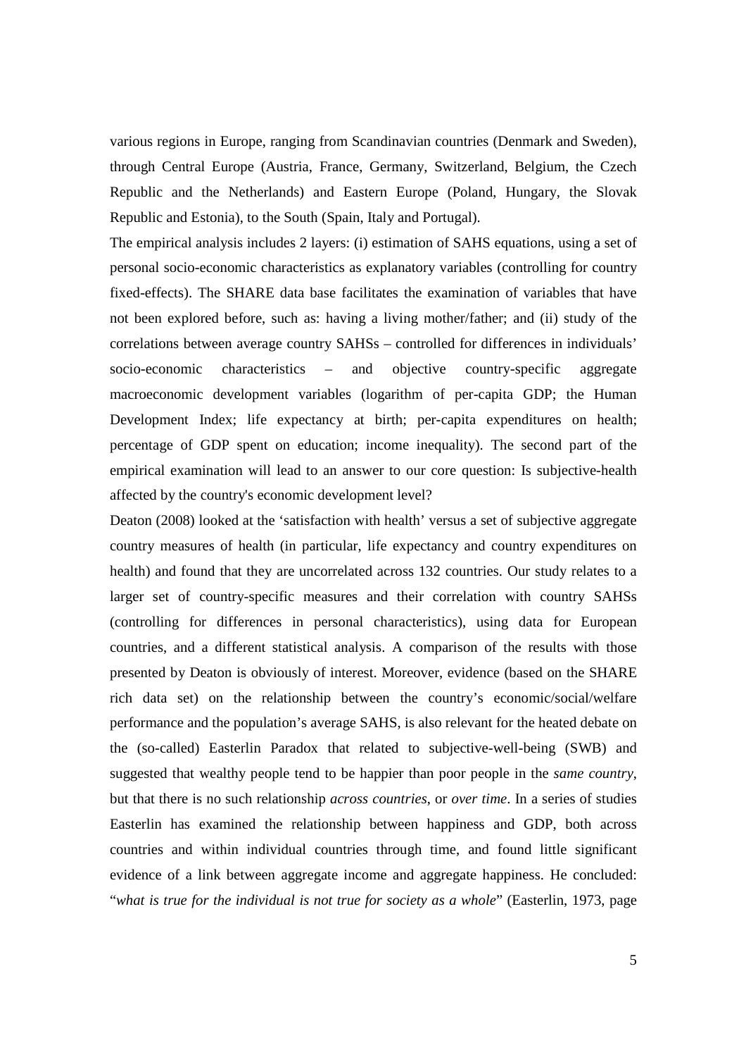various regions in Europe, ranging from Scandinavian countries (Denmark and Sweden), through Central Europe (Austria, France, Germany, Switzerland, Belgium, the Czech Republic and the Netherlands) and Eastern Europe (Poland, Hungary, the Slovak Republic and Estonia), to the South (Spain, Italy and Portugal).

The empirical analysis includes 2 layers: (i) estimation of SAHS equations, using a set of personal socio-economic characteristics as explanatory variables (controlling for country fixed-effects). The SHARE data base facilitates the examination of variables that have not been explored before, such as: having a living mother/father; and (ii) study of the correlations between average country SAHSs – controlled for differences in individuals' socio-economic characteristics – and objective country-specific aggregate macroeconomic development variables (logarithm of per-capita GDP; the Human Development Index; life expectancy at birth; per-capita expenditures on health; percentage of GDP spent on education; income inequality). The second part of the empirical examination will lead to an answer to our core question: Is subjective-health affected by the country's economic development level?

Deaton (2008) looked at the 'satisfaction with health' versus a set of subjective aggregate country measures of health (in particular, life expectancy and country expenditures on health) and found that they are uncorrelated across 132 countries. Our study relates to a larger set of country-specific measures and their correlation with country SAHSs (controlling for differences in personal characteristics), using data for European countries, and a different statistical analysis. A comparison of the results with those presented by Deaton is obviously of interest. Moreover, evidence (based on the SHARE rich data set) on the relationship between the country's economic/social/welfare performance and the population's average SAHS, is also relevant for the heated debate on the (so-called) Easterlin Paradox that related to subjective-well-being (SWB) and suggested that wealthy people tend to be happier than poor people in the *same country*, but that there is no such relationship *across countries*, or *over time*. In a series of studies Easterlin has examined the relationship between happiness and GDP, both across countries and within individual countries through time, and found little significant evidence of a link between aggregate income and aggregate happiness. He concluded: "*what is true for the individual is not true for society as a whole*" (Easterlin, 1973, page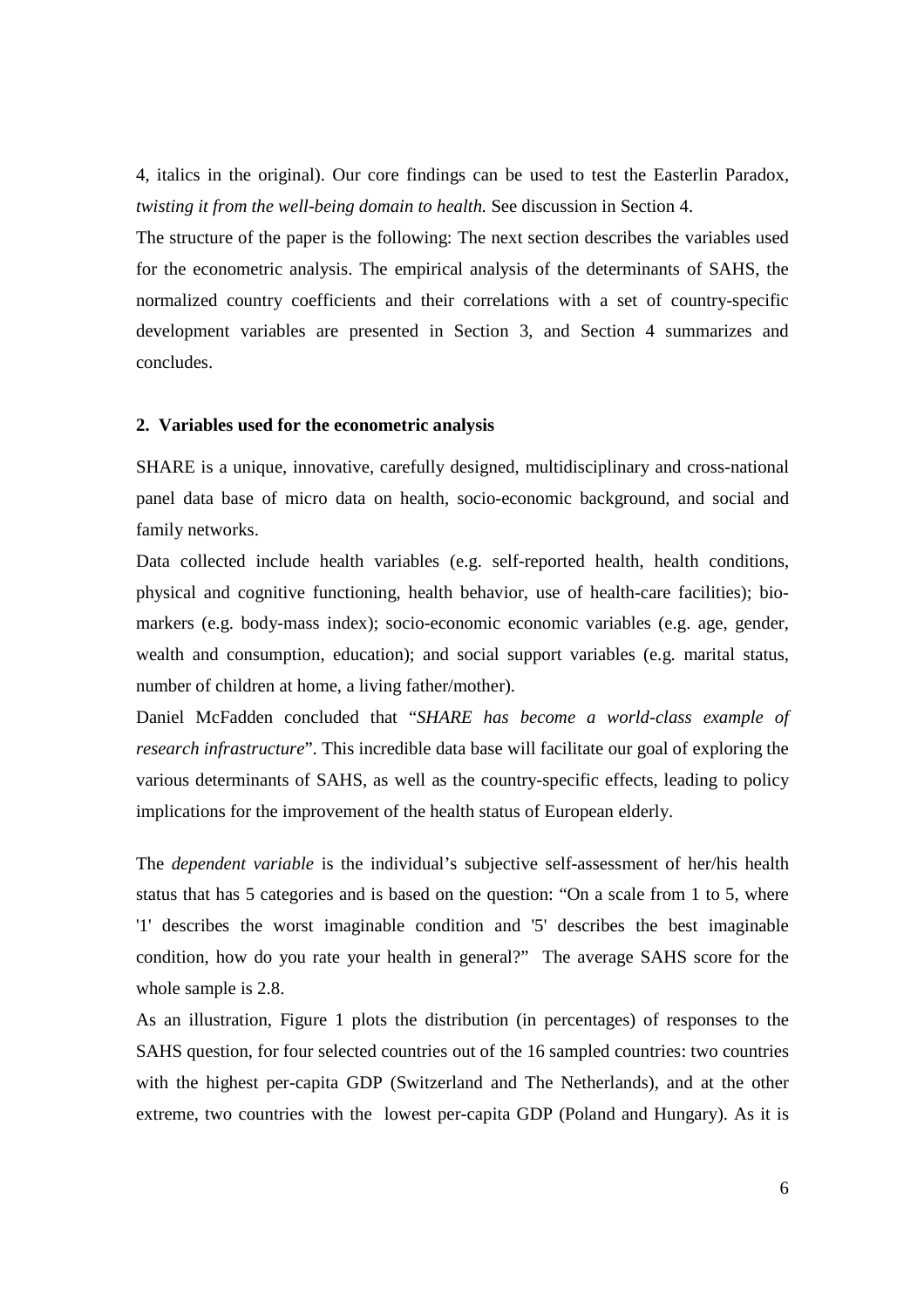4, italics in the original). Our core findings can be used to test the Easterlin Paradox, *twisting it from the well-being domain to health.* See discussion in Section 4.

The structure of the paper is the following: The next section describes the variables used for the econometric analysis. The empirical analysis of the determinants of SAHS, the normalized country coefficients and their correlations with a set of country-specific development variables are presented in Section 3, and Section 4 summarizes and concludes.

## 2. Variables used for the econometric analysis

SHARE is a unique, innovative, carefully designed, multidisciplinary and cross-national panel data base of micro data on health, socio-economic background, and social and family networks.

Data collected include health variables (e.g. self-reported health, health conditions, physical and cognitive functioning, health behavior, use of health-care facilities); bio-markers (e.g. body-mass index); socio-economic economic variables (e.g. age, gender, wealth and consumption, education); and social support variables (e.g. marital status, number of children at home, a living father/mother).

Daniel McFadden concluded that "*SHARE has become a world-class example of research infrastructure*". This incredible data base will facilitate our goal of exploring the various determinants of SAHS, as well as the country-specific effects, leading to policy implications for the improvement of the health status of European elderly.

The *dependent variable* is the individual's subjective self-assessment of her/his health status that has 5 categories and is based on the question: "On a scale from 1 to 5, where '1' describes the worst imaginable condition and '5' describes the best imaginable condition, how do you rate your health in general?" The average SAHS score for the whole sample is 2.8.

As an illustration, Figure 1 plots the distribution (in percentages) of responses to the SAHS question, for four selected countries out of the 16 sampled countries: two countries with the highest per-capita GDP (Switzerland and The Netherlands), and at the other extreme, two countries with the lowest per-capita GDP (Poland and Hungary). As it is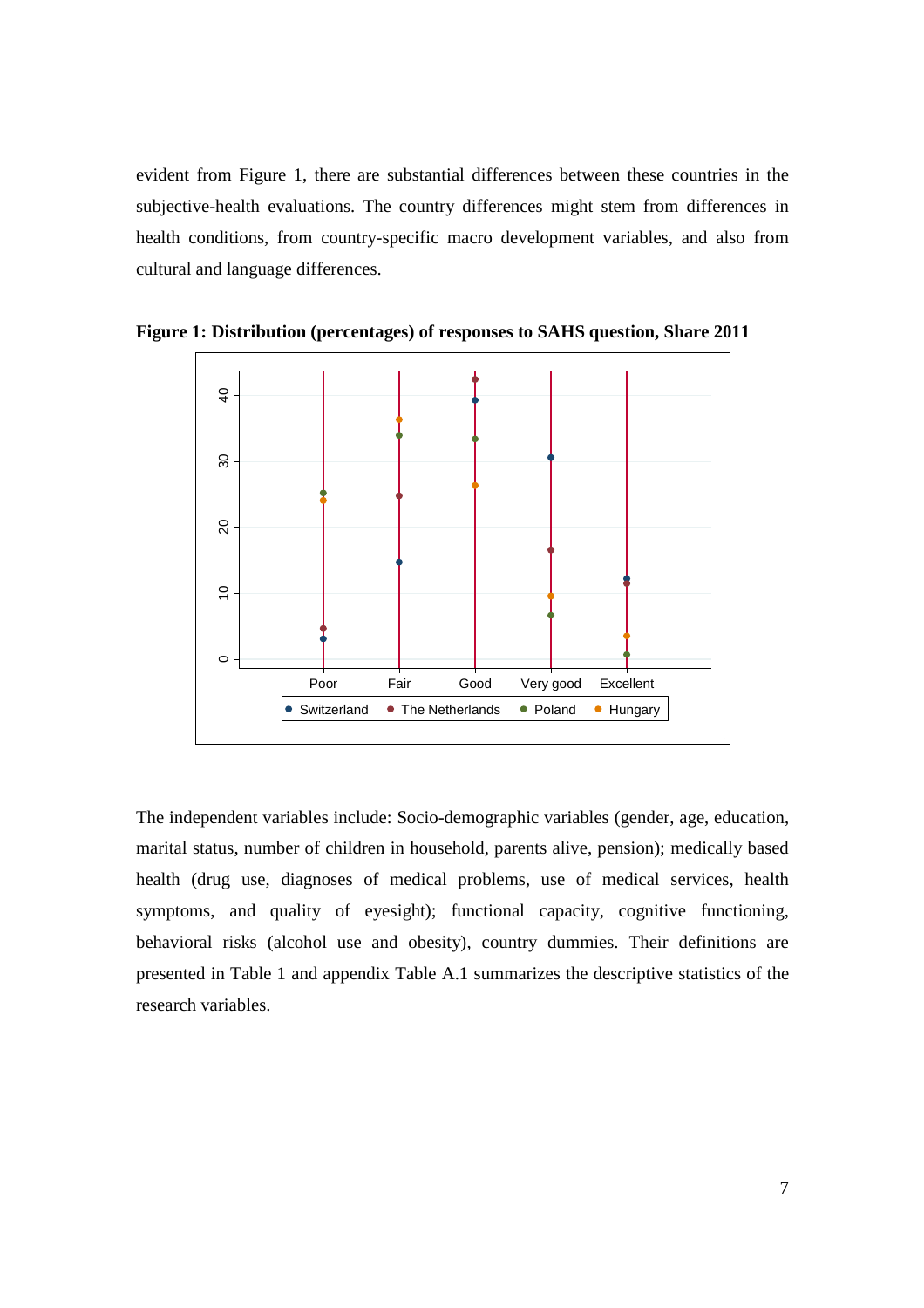evident from Figure 1, there are substantial differences between these countries in the subjective-health evaluations. The country differences might stem from differences in health conditions, from country-specific macro development variables, and also from cultural and language differences.

**Figure 1: Distribution (percentages) of responses to SAHS question, Share 2011**

The independent variables include: Socio-demographic variables (gender, age, education, marital status, number of children in household, parents alive, pension); medically based health (drug use, diagnoses of medical problems, use of medical services, health symptoms, and quality of eyesight); functional capacity, cognitive functioning, behavioral risks (alcohol use and obesity), country dummies. Their definitions are presented in Table 1 and appendix Table A.1 summarizes the descriptive statistics of the research variables.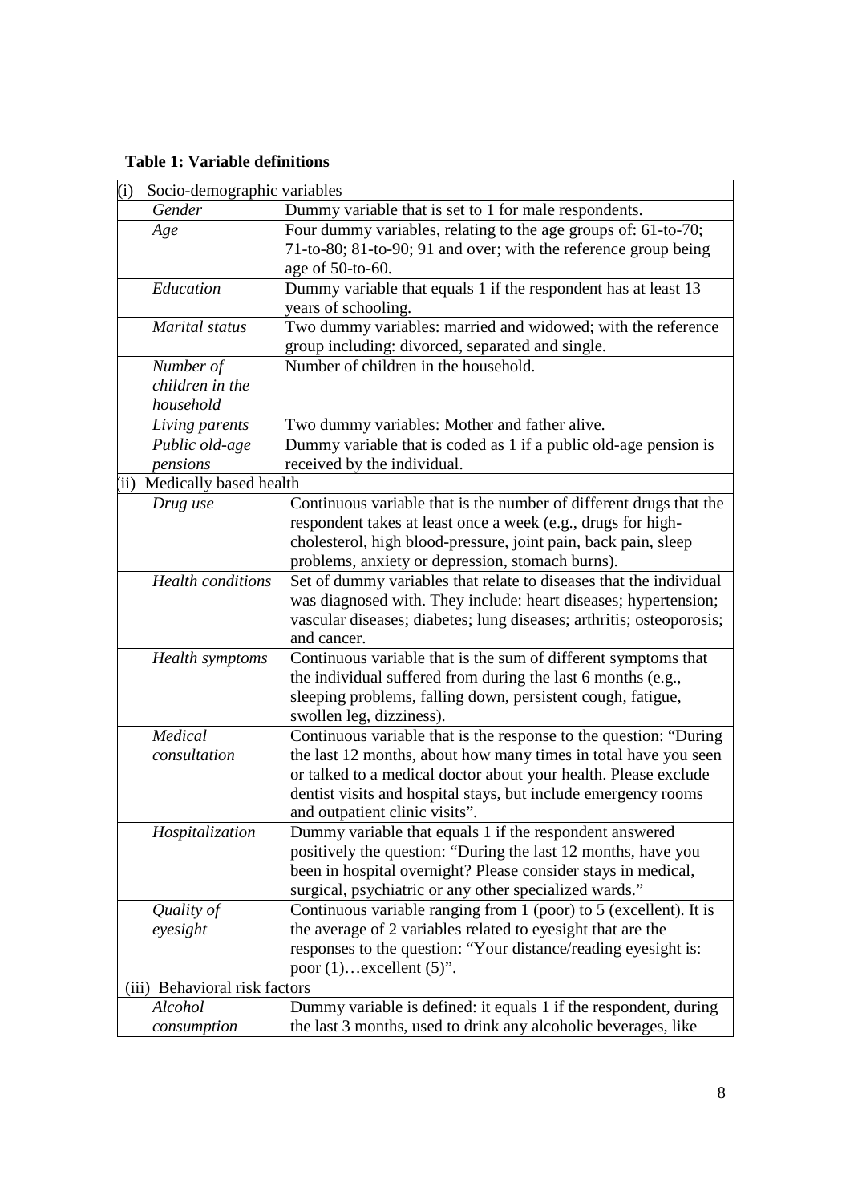**Table 1: Variable definitions**

| | |
|---|---|
| (i) Socio-demographic variables | |
| *Gender* | Dummy variable that is set to 1 for male respondents. |
| *Age* | Four dummy variables, relating to the age groups of: 61-to-70; 71-to-80; 81-to-90; 91 and over; with the reference group being age of 50-to-60. |
| *Education* | Dummy variable that equals 1 if the respondent has at least 13 years of schooling. |
| *Marital status* | Two dummy variables: married and widowed; with the reference group including: divorced, separated and single. |
| *Number of children in the household* | Number of children in the household. |
| *Living parents* | Two dummy variables: Mother and father alive. |
| *Public old-age pensions* | Dummy variable that is coded as 1 if a public old-age pension is received by the individual. |
| (ii) Medically based health | |
| *Drug use* | Continuous variable that is the number of different drugs that the respondent takes at least once a week (e.g., drugs for high-cholesterol, high blood-pressure, joint pain, back pain, sleep problems, anxiety or depression, stomach burns). |
| *Health conditions* | Set of dummy variables that relate to diseases that the individual was diagnosed with. They include: heart diseases; hypertension; vascular diseases; diabetes; lung diseases; arthritis; osteoporosis; and cancer. |
| *Health symptoms* | Continuous variable that is the sum of different symptoms that the individual suffered from during the last 6 months (e.g., sleeping problems, falling down, persistent cough, fatigue, swollen leg, dizziness). |
| *Medical consultation* | Continuous variable that is the response to the question: "During the last 12 months, about how many times in total have you seen or talked to a medical doctor about your health. Please exclude dentist visits and hospital stays, but include emergency rooms and outpatient clinic visits". |
| *Hospitalization* | Dummy variable that equals 1 if the respondent answered positively the question: "During the last 12 months, have you been in hospital overnight? Please consider stays in medical, surgical, psychiatric or any other specialized wards." |
| *Quality of eyesight* | Continuous variable ranging from 1 (poor) to 5 (excellent). It is the average of 2 variables related to eyesight that are the responses to the question: "Your distance/reading eyesight is: poor (1)…excellent (5)". |
| (iii) Behavioral risk factors | |
| *Alcohol consumption* | Dummy variable is defined: it equals 1 if the respondent, during the last 3 months, used to drink any alcoholic beverages, like |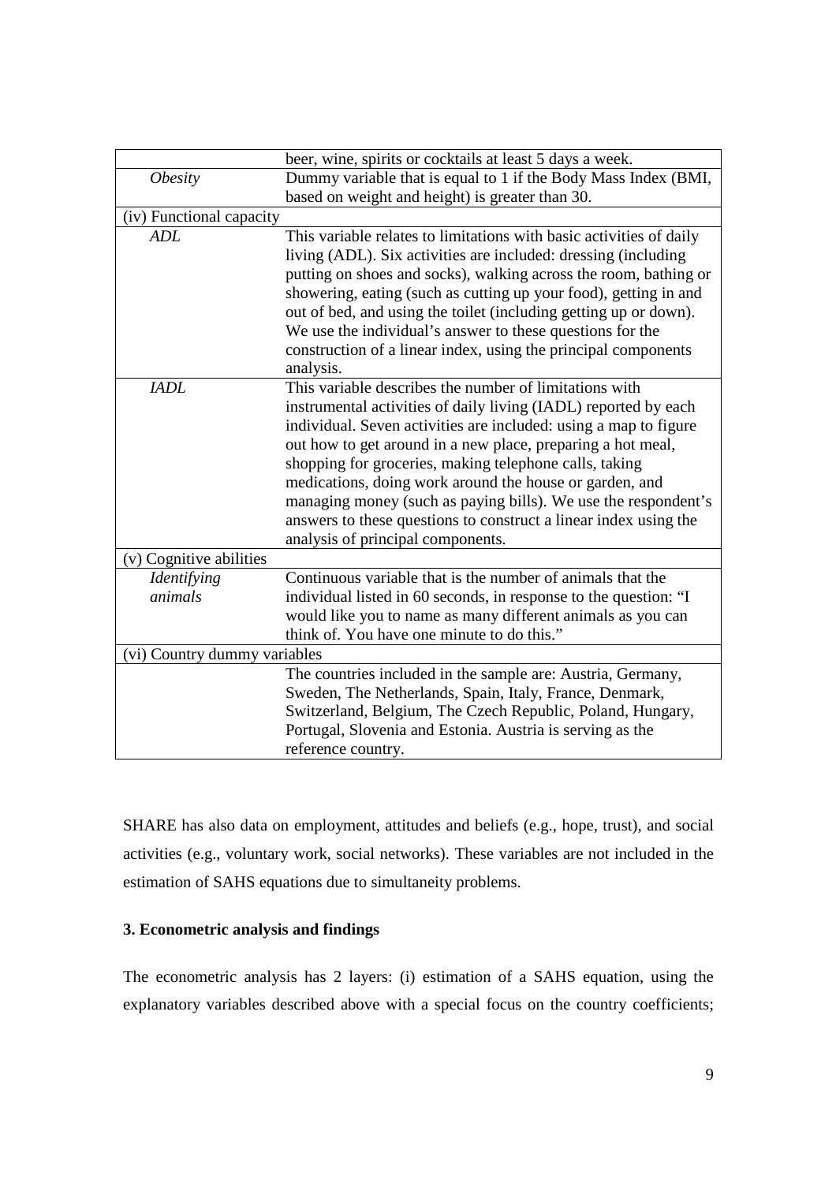| | |
|---|---|
| | beer, wine, spirits or cocktails at least 5 days a week. |
| *Obesity* | Dummy variable that is equal to 1 if the Body Mass Index (BMI, based on weight and height) is greater than 30. |
| (iv) Functional capacity | |
| *ADL* | This variable relates to limitations with basic activities of daily living (ADL). Six activities are included: dressing (including putting on shoes and socks), walking across the room, bathing or showering, eating (such as cutting up your food), getting in and out of bed, and using the toilet (including getting up or down). We use the individual's answer to these questions for the construction of a linear index, using the principal components analysis. |
| *IADL* | This variable describes the number of limitations with instrumental activities of daily living (IADL) reported by each individual. Seven activities are included: using a map to figure out how to get around in a new place, preparing a hot meal, shopping for groceries, making telephone calls, taking medications, doing work around the house or garden, and managing money (such as paying bills). We use the respondent's answers to these questions to construct a linear index using the analysis of principal components. |
| (v) Cognitive abilities | |
| *Identifying animals* | Continuous variable that is the number of animals that the individual listed in 60 seconds, in response to the question: "I would like you to name as many different animals as you can think of. You have one minute to do this." |
| (vi) Country dummy variables | |
| | The countries included in the sample are: Austria, Germany, Sweden, The Netherlands, Spain, Italy, France, Denmark, Switzerland, Belgium, The Czech Republic, Poland, Hungary, Portugal, Slovenia and Estonia. Austria is serving as the reference country. |

SHARE has also data on employment, attitudes and beliefs (e.g., hope, trust), and social activities (e.g., voluntary work, social networks). These variables are not included in the estimation of SAHS equations due to simultaneity problems.

### 3. Econometric analysis and findings

The econometric analysis has 2 layers: (i) estimation of a SAHS equation, using the explanatory variables described above with a special focus on the country coefficients;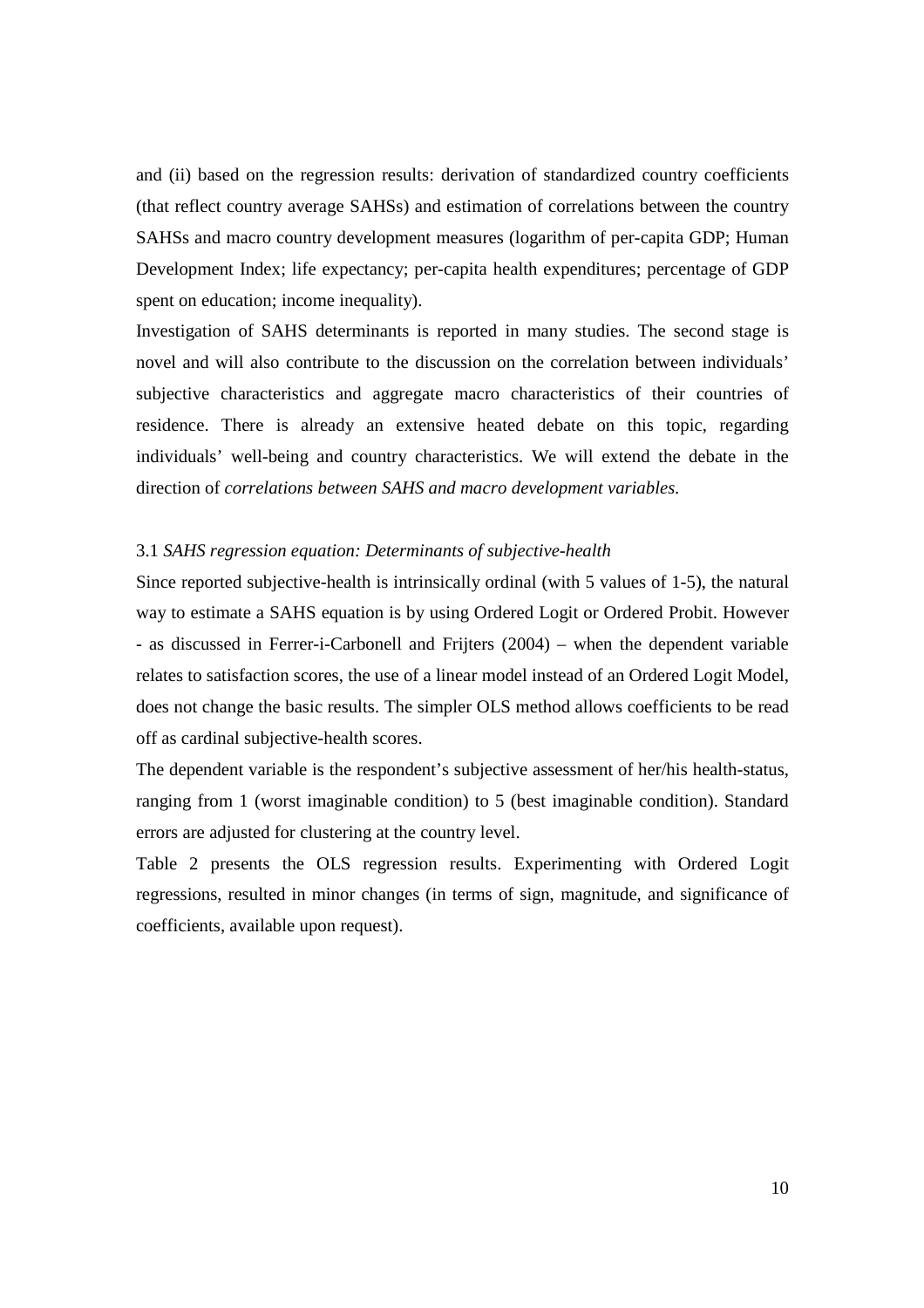and (ii) based on the regression results: derivation of standardized country coefficients (that reflect country average SAHSs) and estimation of correlations between the country SAHSs and macro country development measures (logarithm of per-capita GDP; Human Development Index; life expectancy; per-capita health expenditures; percentage of GDP spent on education; income inequality).

Investigation of SAHS determinants is reported in many studies. The second stage is novel and will also contribute to the discussion on the correlation between individuals' subjective characteristics and aggregate macro characteristics of their countries of residence. There is already an extensive heated debate on this topic, regarding individuals' well-being and country characteristics. We will extend the debate in the direction of *correlations between SAHS and macro development variables.*

### 3.1 *SAHS regression equation: Determinants of subjective-health*

Since reported subjective-health is intrinsically ordinal (with 5 values of 1-5), the natural way to estimate a SAHS equation is by using Ordered Logit or Ordered Probit. However - as discussed in Ferrer-i-Carbonell and Frijters (2004) – when the dependent variable relates to satisfaction scores, the use of a linear model instead of an Ordered Logit Model, does not change the basic results. The simpler OLS method allows coefficients to be read off as cardinal subjective-health scores.

The dependent variable is the respondent's subjective assessment of her/his health-status, ranging from 1 (worst imaginable condition) to 5 (best imaginable condition). Standard errors are adjusted for clustering at the country level.

Table 2 presents the OLS regression results. Experimenting with Ordered Logit regressions, resulted in minor changes (in terms of sign, magnitude, and significance of coefficients, available upon request).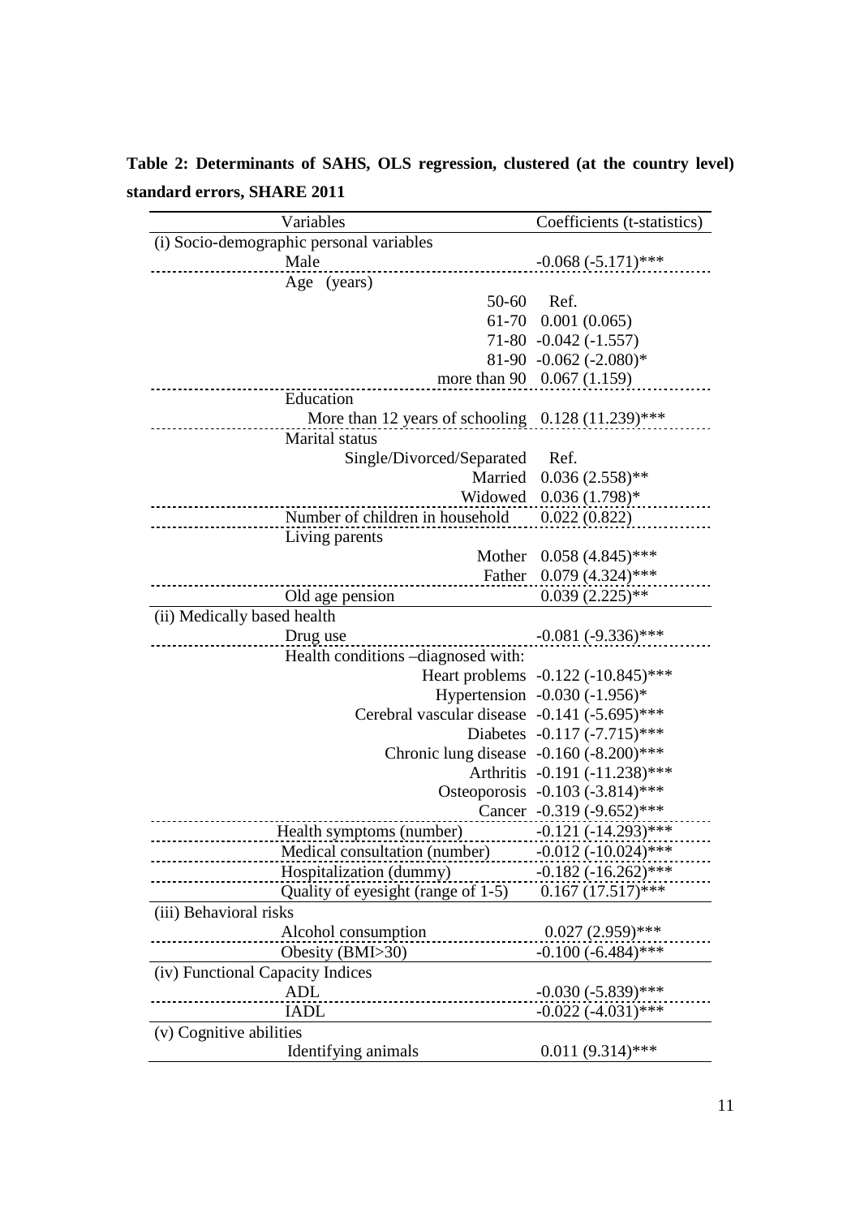**Table 2: Determinants of SAHS, OLS regression, clustered (at the country level) standard errors, SHARE 2011**

| Variables | Coefficients (t-statistics) |
|---|---|
| (i) Socio-demographic personal variables | |
| Male | -0.068 (-5.171)*** |
| Age (years) | |
| 50-60 | Ref. |
| 61-70 | 0.001 (0.065) |
| 71-80 | -0.042 (-1.557) |
| 81-90 | -0.062 (-2.080)* |
| more than 90 | 0.067 (1.159) |
| Education | |
| More than 12 years of schooling | 0.128 (11.239)*** |
| Marital status | |
| Single/Divorced/Separated | Ref. |
| Married | 0.036 (2.558)** |
| Widowed | 0.036 (1.798)* |
| Number of children in household | 0.022 (0.822) |
| Living parents | |
| Mother | 0.058 (4.845)*** |
| Father | 0.079 (4.324)*** |
| Old age pension | 0.039 (2.225)** |
| (ii) Medically based health | |
| Drug use | -0.081 (-9.336)*** |
| Health conditions –diagnosed with: | |
| Heart problems | -0.122 (-10.845)*** |
| Hypertension | -0.030 (-1.956)* |
| Cerebral vascular disease | -0.141 (-5.695)*** |
| Diabetes | -0.117 (-7.715)*** |
| Chronic lung disease | -0.160 (-8.200)*** |
| Arthritis | -0.191 (-11.238)*** |
| Osteoporosis | -0.103 (-3.814)*** |
| Cancer | -0.319 (-9.652)*** |
| Health symptoms (number) | -0.121 (-14.293)*** |
| Medical consultation (number) | -0.012 (-10.024)*** |
| Hospitalization (dummy) | -0.182 (-16.262)*** |
| Quality of eyesight (range of 1-5) | 0.167 (17.517)*** |
| (iii) Behavioral risks | |
| Alcohol consumption | 0.027 (2.959)*** |
| Obesity (BMI>30) | -0.100 (-6.484)*** |
| (iv) Functional Capacity Indices | |
| ADL | -0.030 (-5.839)*** |
| IADL | -0.022 (-4.031)*** |
| (v) Cognitive abilities | |
| Identifying animals | 0.011 (9.314)*** |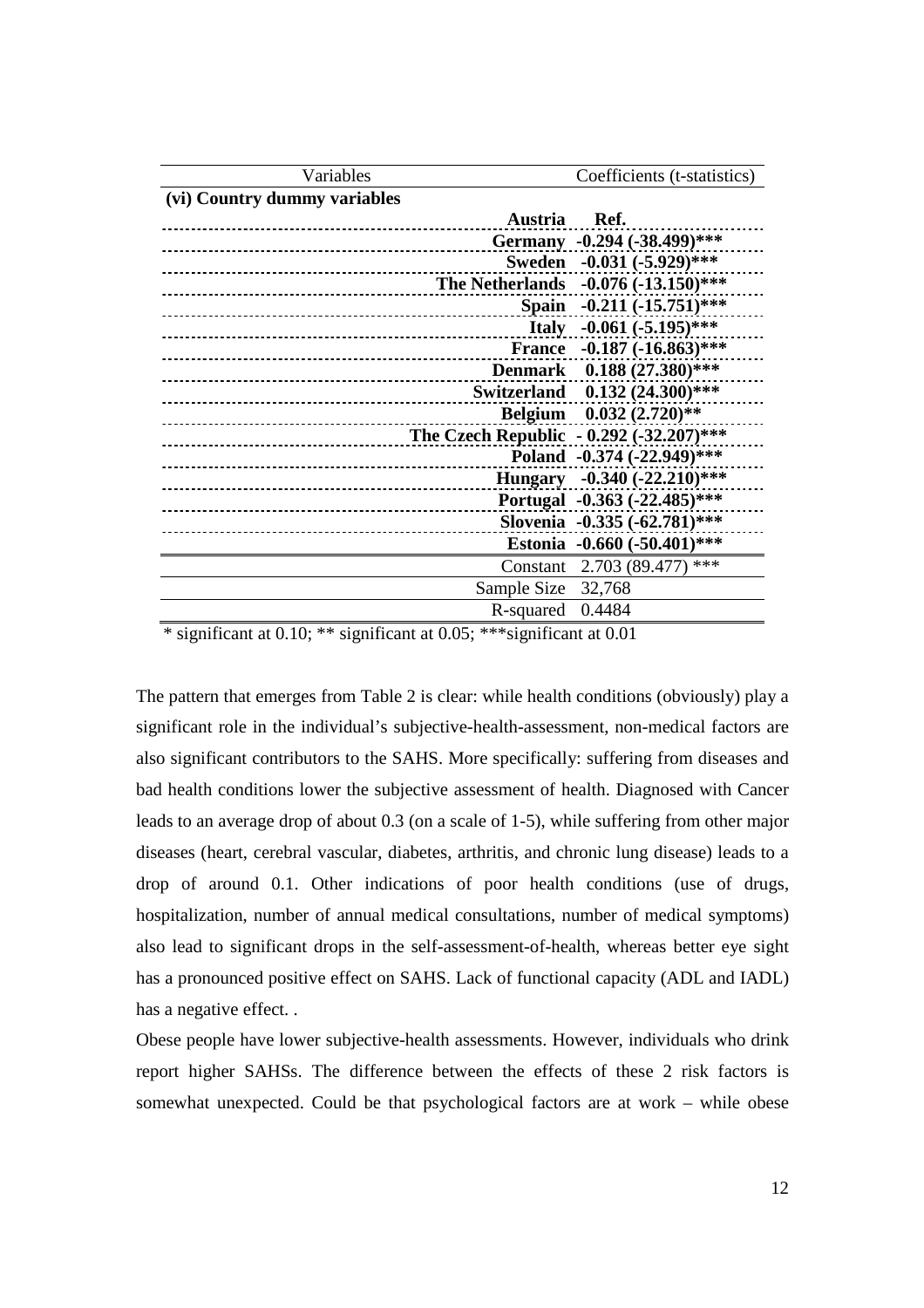| Variables | Coefficients (t-statistics) |
|---|---|
| **(vi) Country dummy variables** | |
| **Austria** | **Ref.** |
| **Germany** | **-0.294 (-38.499)*** ** |
| **Sweden** | **-0.031 (-5.929)*** ** |
| **The Netherlands** | **-0.076 (-13.150)*** ** |
| **Spain** | **-0.211 (-15.751)*** ** |
| **Italy** | **-0.061 (-5.195)*** ** |
| **France** | **-0.187 (-16.863)*** ** |
| **Denmark** | **0.188 (27.380)*** ** |
| **Switzerland** | **0.132 (24.300)*** ** |
| **Belgium** | **0.032 (2.720)** ** |
| **The Czech Republic** | **- 0.292 (-32.207)*** ** |
| **Poland** | **-0.374 (-22.949)*** ** |
| **Hungary** | **-0.340 (-22.210)*** ** |
| **Portugal** | **-0.363 (-22.485)*** ** |
| **Slovenia** | **-0.335 (-62.781)*** ** |
| **Estonia** | **-0.660 (-50.401)*** ** |
| Constant | 2.703 (89.477) *** |
| Sample Size | 32,768 |
| R-squared | 0.4484 |

* significant at 0.10; ** significant at 0.05; ***significant at 0.01

The pattern that emerges from Table 2 is clear: while health conditions (obviously) play a significant role in the individual's subjective-health-assessment, non-medical factors are also significant contributors to the SAHS. More specifically: suffering from diseases and bad health conditions lower the subjective assessment of health. Diagnosed with Cancer leads to an average drop of about 0.3 (on a scale of 1-5), while suffering from other major diseases (heart, cerebral vascular, diabetes, arthritis, and chronic lung disease) leads to a drop of around 0.1. Other indications of poor health conditions (use of drugs, hospitalization, number of annual medical consultations, number of medical symptoms) also lead to significant drops in the self-assessment-of-health, whereas better eye sight has a pronounced positive effect on SAHS. Lack of functional capacity (ADL and IADL) has a negative effect. .

Obese people have lower subjective-health assessments. However, individuals who drink report higher SAHSs. The difference between the effects of these 2 risk factors is somewhat unexpected. Could be that psychological factors are at work – while obese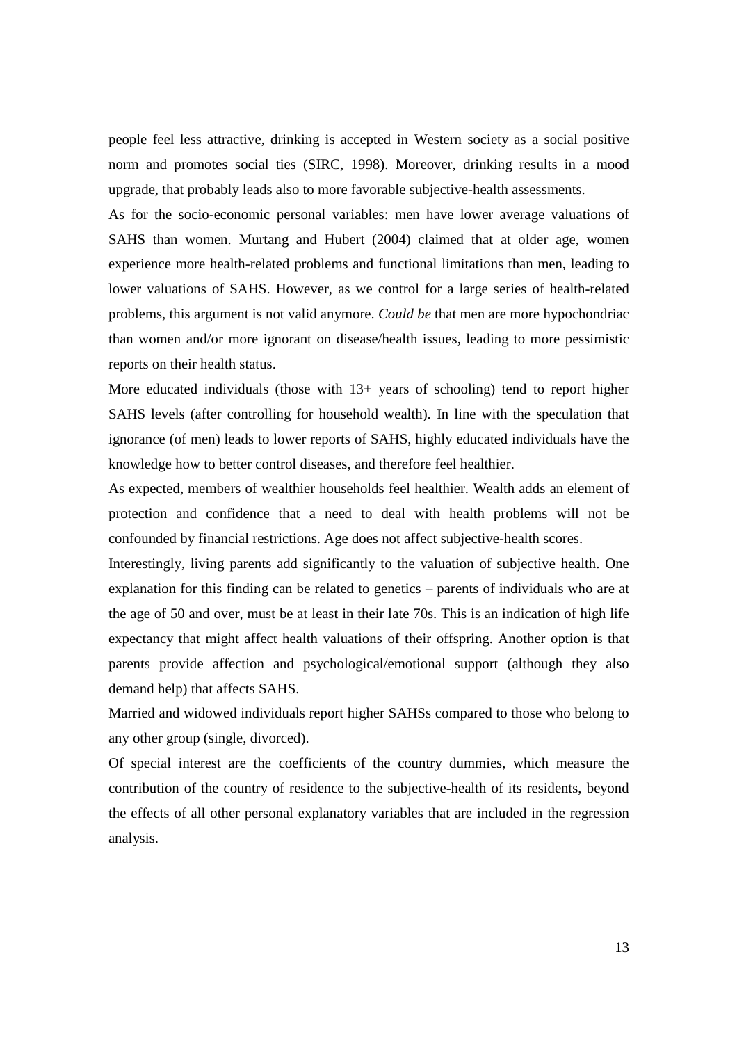people feel less attractive, drinking is accepted in Western society as a social positive norm and promotes social ties (SIRC, 1998). Moreover, drinking results in a mood upgrade, that probably leads also to more favorable subjective-health assessments.

As for the socio-economic personal variables: men have lower average valuations of SAHS than women. Murtang and Hubert (2004) claimed that at older age, women experience more health-related problems and functional limitations than men, leading to lower valuations of SAHS. However, as we control for a large series of health-related problems, this argument is not valid anymore. *Could be* that men are more hypochondriac than women and/or more ignorant on disease/health issues, leading to more pessimistic reports on their health status.

More educated individuals (those with 13+ years of schooling) tend to report higher SAHS levels (after controlling for household wealth). In line with the speculation that ignorance (of men) leads to lower reports of SAHS, highly educated individuals have the knowledge how to better control diseases, and therefore feel healthier.

As expected, members of wealthier households feel healthier. Wealth adds an element of protection and confidence that a need to deal with health problems will not be confounded by financial restrictions. Age does not affect subjective-health scores.

Interestingly, living parents add significantly to the valuation of subjective health. One explanation for this finding can be related to genetics – parents of individuals who are at the age of 50 and over, must be at least in their late 70s. This is an indication of high life expectancy that might affect health valuations of their offspring. Another option is that parents provide affection and psychological/emotional support (although they also demand help) that affects SAHS.

Married and widowed individuals report higher SAHSs compared to those who belong to any other group (single, divorced).

Of special interest are the coefficients of the country dummies, which measure the contribution of the country of residence to the subjective-health of its residents, beyond the effects of all other personal explanatory variables that are included in the regression analysis.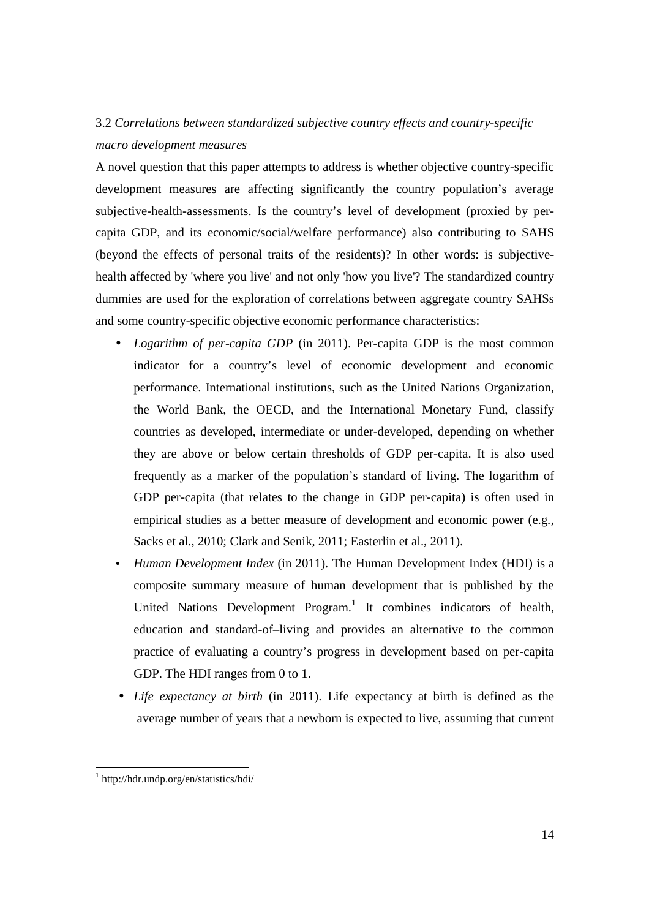### 3.2 *Correlations between standardized subjective country effects and country-specific macro development measures*

A novel question that this paper attempts to address is whether objective country-specific development measures are affecting significantly the country population's average subjective-health-assessments. Is the country's level of development (proxied by per-capita GDP, and its economic/social/welfare performance) also contributing to SAHS (beyond the effects of personal traits of the residents)? In other words: is subjective-health affected by 'where you live' and not only 'how you live'? The standardized country dummies are used for the exploration of correlations between aggregate country SAHSs and some country-specific objective economic performance characteristics:

- *Logarithm of per-capita GDP* (in 2011). Per-capita GDP is the most common indicator for a country's level of economic development and economic performance. International institutions, such as the United Nations Organization, the World Bank, the OECD, and the International Monetary Fund, classify countries as developed, intermediate or under-developed, depending on whether they are above or below certain thresholds of GDP per-capita. It is also used frequently as a marker of the population's standard of living. The logarithm of GDP per-capita (that relates to the change in GDP per-capita) is often used in empirical studies as a better measure of development and economic power (e.g., Sacks et al., 2010; Clark and Senik, 2011; Easterlin et al., 2011).
- *Human Development Index* (in 2011). The Human Development Index (HDI) is a composite summary measure of human development that is published by the United Nations Development Program.[1] It combines indicators of health, education and standard-of–living and provides an alternative to the common practice of evaluating a country's progress in development based on per-capita GDP. The HDI ranges from 0 to 1.
- *Life expectancy at birth* (in 2011). Life expectancy at birth is defined as the average number of years that a newborn is expected to live, assuming that current

[1] http://hdr.undp.org/en/statistics/hdi/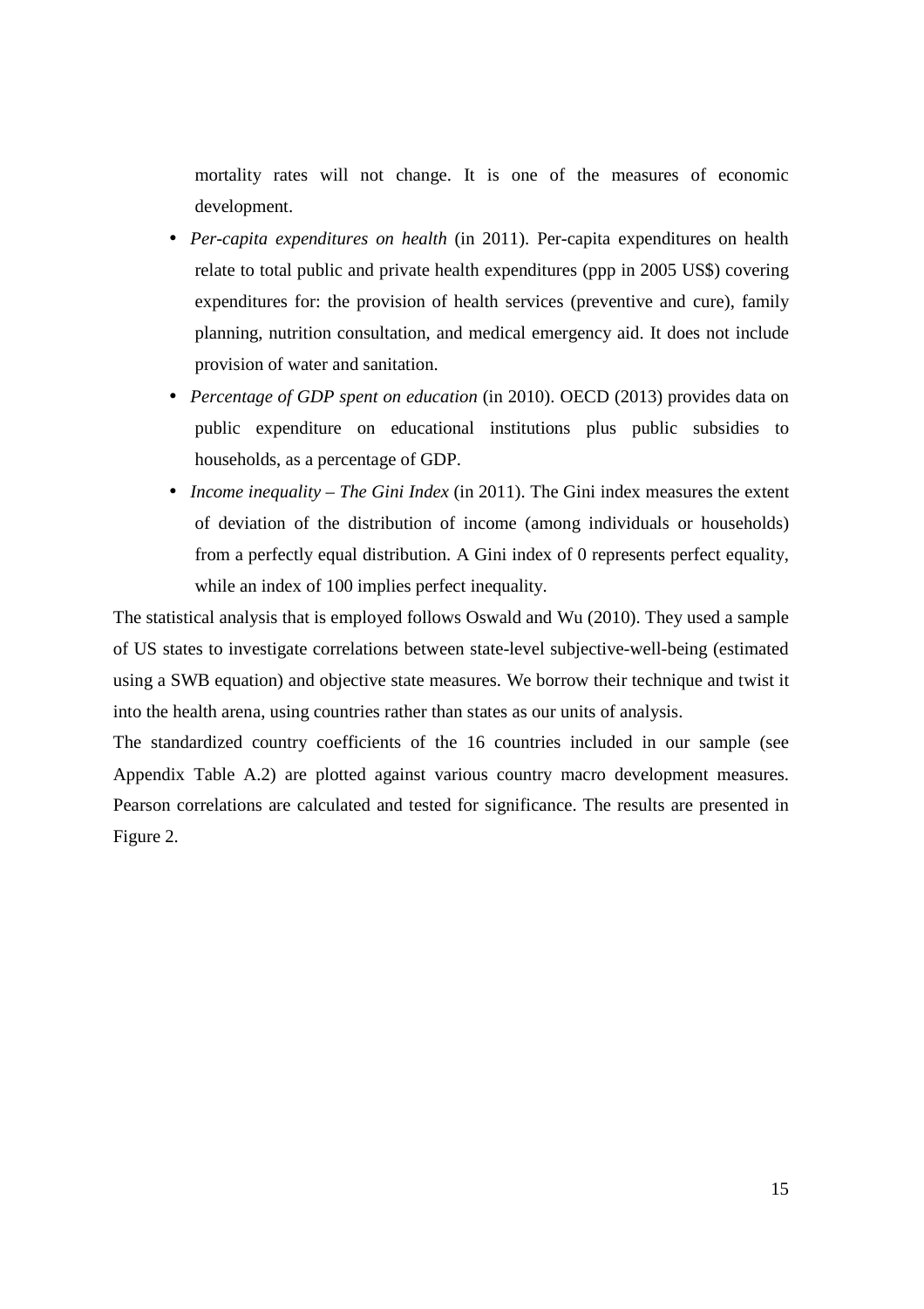mortality rates will not change. It is one of the measures of economic development.

- *Per-capita expenditures on health* (in 2011). Per-capita expenditures on health relate to total public and private health expenditures (ppp in 2005 US$) covering expenditures for: the provision of health services (preventive and cure), family planning, nutrition consultation, and medical emergency aid. It does not include provision of water and sanitation.
- *Percentage of GDP spent on education* (in 2010). OECD (2013) provides data on public expenditure on educational institutions plus public subsidies to households, as a percentage of GDP.
- *Income inequality – The Gini Index* (in 2011). The Gini index measures the extent of deviation of the distribution of income (among individuals or households) from a perfectly equal distribution. A Gini index of 0 represents perfect equality, while an index of 100 implies perfect inequality.

The statistical analysis that is employed follows Oswald and Wu (2010). They used a sample of US states to investigate correlations between state-level subjective-well-being (estimated using a SWB equation) and objective state measures. We borrow their technique and twist it into the health arena, using countries rather than states as our units of analysis.

The standardized country coefficients of the 16 countries included in our sample (see Appendix Table A.2) are plotted against various country macro development measures. Pearson correlations are calculated and tested for significance. The results are presented in Figure 2.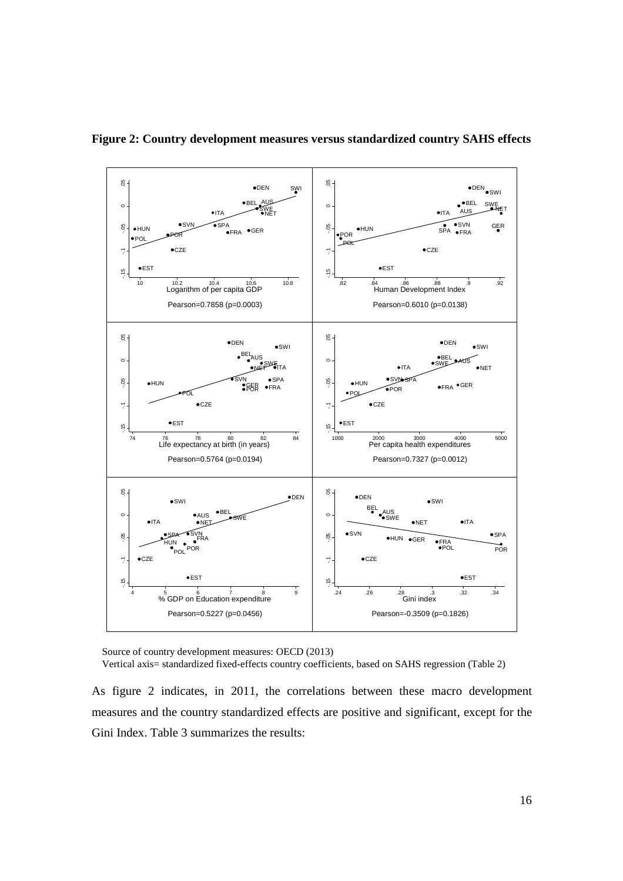**Figure 2: Country development measures versus standardized country SAHS effects**

Pearson=0.7858 (p=0.0003)

Pearson=0.6010 (p=0.0138)

Pearson=0.5764 (p=0.0194)

Pearson=0.7327 (p=0.0012)

Pearson=0.5227 (p=0.0456)

Pearson=-0.3509 (p=0.1826)

Source of country development measures: OECD (2013)
Vertical axis= standardized fixed-effects country coefficients, based on SAHS regression (Table 2)

As figure 2 indicates, in 2011, the correlations between these macro development measures and the country standardized effects are positive and significant, except for the Gini Index. Table 3 summarizes the results: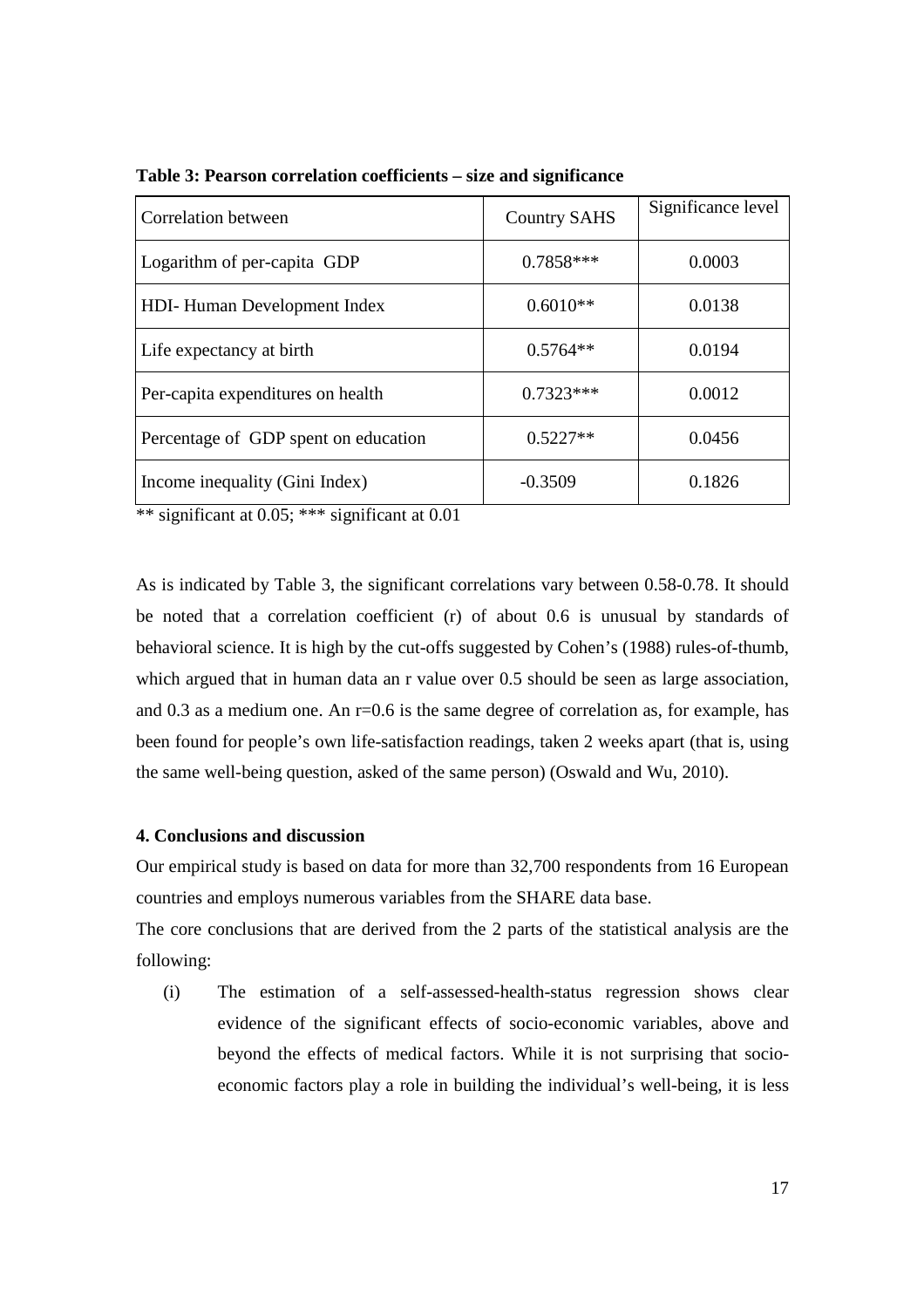**Table 3: Pearson correlation coefficients – size and significance**

| Correlation between | Country SAHS | Significance level |
|---|---|---|
| Logarithm of per-capita GDP | 0.7858*** | 0.0003 |
| HDI- Human Development Index | 0.6010** | 0.0138 |
| Life expectancy at birth | 0.5764** | 0.0194 |
| Per-capita expenditures on health | 0.7323*** | 0.0012 |
| Percentage of GDP spent on education | 0.5227** | 0.0456 |
| Income inequality (Gini Index) | -0.3509 | 0.1826 |

** significant at 0.05; *** significant at 0.01

As is indicated by Table 3, the significant correlations vary between 0.58-0.78. It should be noted that a correlation coefficient (r) of about 0.6 is unusual by standards of behavioral science. It is high by the cut-offs suggested by Cohen's (1988) rules-of-thumb, which argued that in human data an r value over 0.5 should be seen as large association, and 0.3 as a medium one. An r=0.6 is the same degree of correlation as, for example, has been found for people's own life-satisfaction readings, taken 2 weeks apart (that is, using the same well-being question, asked of the same person) (Oswald and Wu, 2010).

## 4. Conclusions and discussion

Our empirical study is based on data for more than 32,700 respondents from 16 European countries and employs numerous variables from the SHARE data base.

The core conclusions that are derived from the 2 parts of the statistical analysis are the following:

(i) The estimation of a self-assessed-health-status regression shows clear evidence of the significant effects of socio-economic variables, above and beyond the effects of medical factors. While it is not surprising that socio-economic factors play a role in building the individual's well-being, it is less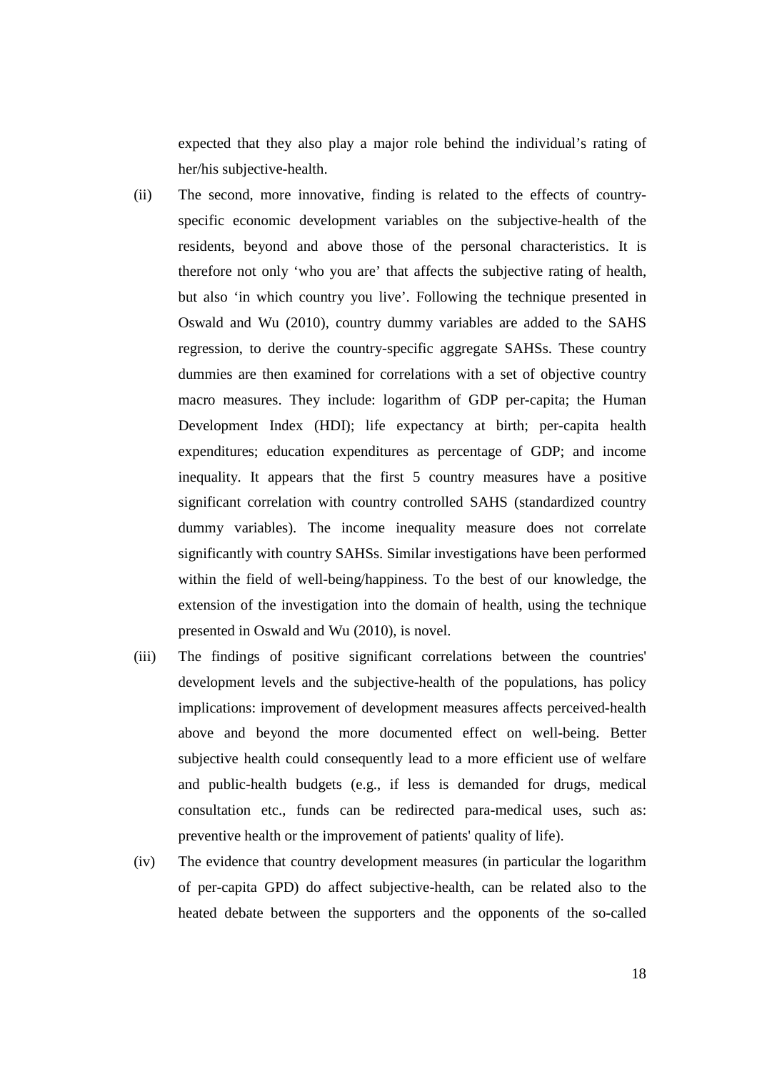expected that they also play a major role behind the individual's rating of her/his subjective-health.

(ii) The second, more innovative, finding is related to the effects of country-specific economic development variables on the subjective-health of the residents, beyond and above those of the personal characteristics. It is therefore not only 'who you are' that affects the subjective rating of health, but also 'in which country you live'. Following the technique presented in Oswald and Wu (2010), country dummy variables are added to the SAHS regression, to derive the country-specific aggregate SAHSs. These country dummies are then examined for correlations with a set of objective country macro measures. They include: logarithm of GDP per-capita; the Human Development Index (HDI); life expectancy at birth; per-capita health expenditures; education expenditures as percentage of GDP; and income inequality. It appears that the first 5 country measures have a positive significant correlation with country controlled SAHS (standardized country dummy variables). The income inequality measure does not correlate significantly with country SAHSs. Similar investigations have been performed within the field of well-being/happiness. To the best of our knowledge, the extension of the investigation into the domain of health, using the technique presented in Oswald and Wu (2010), is novel.

(iii) The findings of positive significant correlations between the countries' development levels and the subjective-health of the populations, has policy implications: improvement of development measures affects perceived-health above and beyond the more documented effect on well-being. Better subjective health could consequently lead to a more efficient use of welfare and public-health budgets (e.g., if less is demanded for drugs, medical consultation etc., funds can be redirected para-medical uses, such as: preventive health or the improvement of patients' quality of life).

(iv) The evidence that country development measures (in particular the logarithm of per-capita GPD) do affect subjective-health, can be related also to the heated debate between the supporters and the opponents of the so-called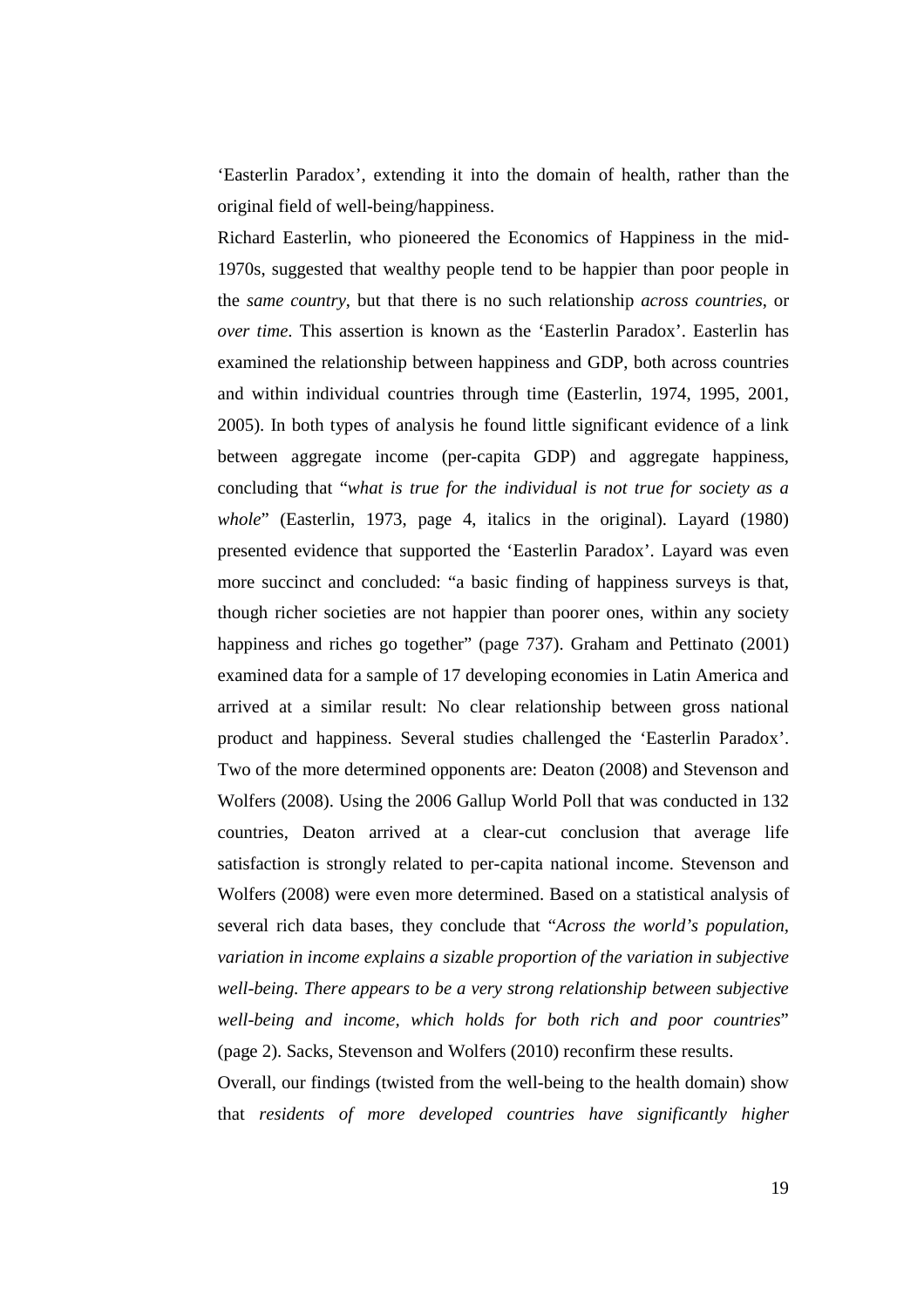'Easterlin Paradox', extending it into the domain of health, rather than the original field of well-being/happiness.

Richard Easterlin, who pioneered the Economics of Happiness in the mid-1970s, suggested that wealthy people tend to be happier than poor people in the *same country*, but that there is no such relationship *across countries*, or *over time*. This assertion is known as the 'Easterlin Paradox'. Easterlin has examined the relationship between happiness and GDP, both across countries and within individual countries through time (Easterlin, 1974, 1995, 2001, 2005). In both types of analysis he found little significant evidence of a link between aggregate income (per-capita GDP) and aggregate happiness, concluding that "*what is true for the individual is not true for society as a whole*" (Easterlin, 1973, page 4, italics in the original). Layard (1980) presented evidence that supported the 'Easterlin Paradox'. Layard was even more succinct and concluded: "a basic finding of happiness surveys is that, though richer societies are not happier than poorer ones, within any society happiness and riches go together" (page 737). Graham and Pettinato (2001) examined data for a sample of 17 developing economies in Latin America and arrived at a similar result: No clear relationship between gross national product and happiness. Several studies challenged the 'Easterlin Paradox'. Two of the more determined opponents are: Deaton (2008) and Stevenson and Wolfers (2008). Using the 2006 Gallup World Poll that was conducted in 132 countries, Deaton arrived at a clear-cut conclusion that average life satisfaction is strongly related to per-capita national income. Stevenson and Wolfers (2008) were even more determined. Based on a statistical analysis of several rich data bases, they conclude that "*Across the world's population, variation in income explains a sizable proportion of the variation in subjective well-being. There appears to be a very strong relationship between subjective well-being and income, which holds for both rich and poor countries*" (page 2). Sacks, Stevenson and Wolfers (2010) reconfirm these results.

Overall, our findings (twisted from the well-being to the health domain) show that *residents of more developed countries have significantly higher*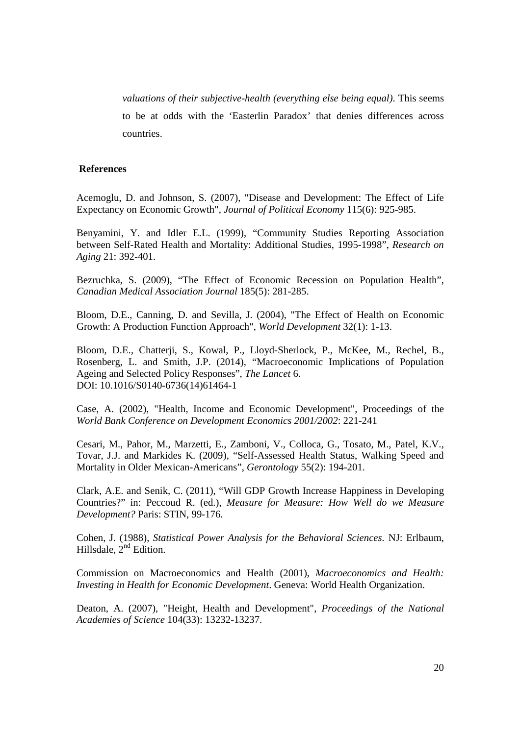*valuations of their subjective-health (everything else being equal)*. This seems to be at odds with the 'Easterlin Paradox' that denies differences across countries.

**References**

Acemoglu, D. and Johnson, S. (2007), "Disease and Development: The Effect of Life Expectancy on Economic Growth", *Journal of Political Economy* 115(6): 925-985.

Benyamini, Y. and Idler E.L. (1999), "Community Studies Reporting Association between Self-Rated Health and Mortality: Additional Studies, 1995-1998", *Research on Aging* 21: 392-401.

Bezruchka, S. (2009), "The Effect of Economic Recession on Population Health", *Canadian Medical Association Journal* 185(5): 281-285.

Bloom, D.E., Canning, D. and Sevilla, J. (2004), "The Effect of Health on Economic Growth: A Production Function Approach", *World Development* 32(1): 1-13.

Bloom, D.E., Chatterji, S., Kowal, P., Lloyd-Sherlock, P., McKee, M., Rechel, B., Rosenberg, L. and Smith, J.P. (2014), "Macroeconomic Implications of Population Ageing and Selected Policy Responses", *The Lancet* 6.
DOI: 10.1016/S0140-6736(14)61464-1

Case, A. (2002), "Health, Income and Economic Development", Proceedings of the *World Bank Conference on Development Economics 2001/2002*: 221-241

Cesari, M., Pahor, M., Marzetti, E., Zamboni, V., Colloca, G., Tosato, M., Patel, K.V., Tovar, J.J. and Markides K. (2009), "Self-Assessed Health Status, Walking Speed and Mortality in Older Mexican-Americans", *Gerontology* 55(2): 194-201.

Clark, A.E. and Senik, C. (2011), "Will GDP Growth Increase Happiness in Developing Countries?" in: Peccoud R. (ed.), *Measure for Measure: How Well do we Measure Development?* Paris: STIN, 99-176.

Cohen, J. (1988), *Statistical Power Analysis for the Behavioral Sciences*. NJ: Erlbaum, Hillsdale, 2nd Edition.

Commission on Macroeconomics and Health (2001), *Macroeconomics and Health: Investing in Health for Economic Development*. Geneva: World Health Organization.

Deaton, A. (2007), "Height, Health and Development", *Proceedings of the National Academies of Science* 104(33): 13232-13237.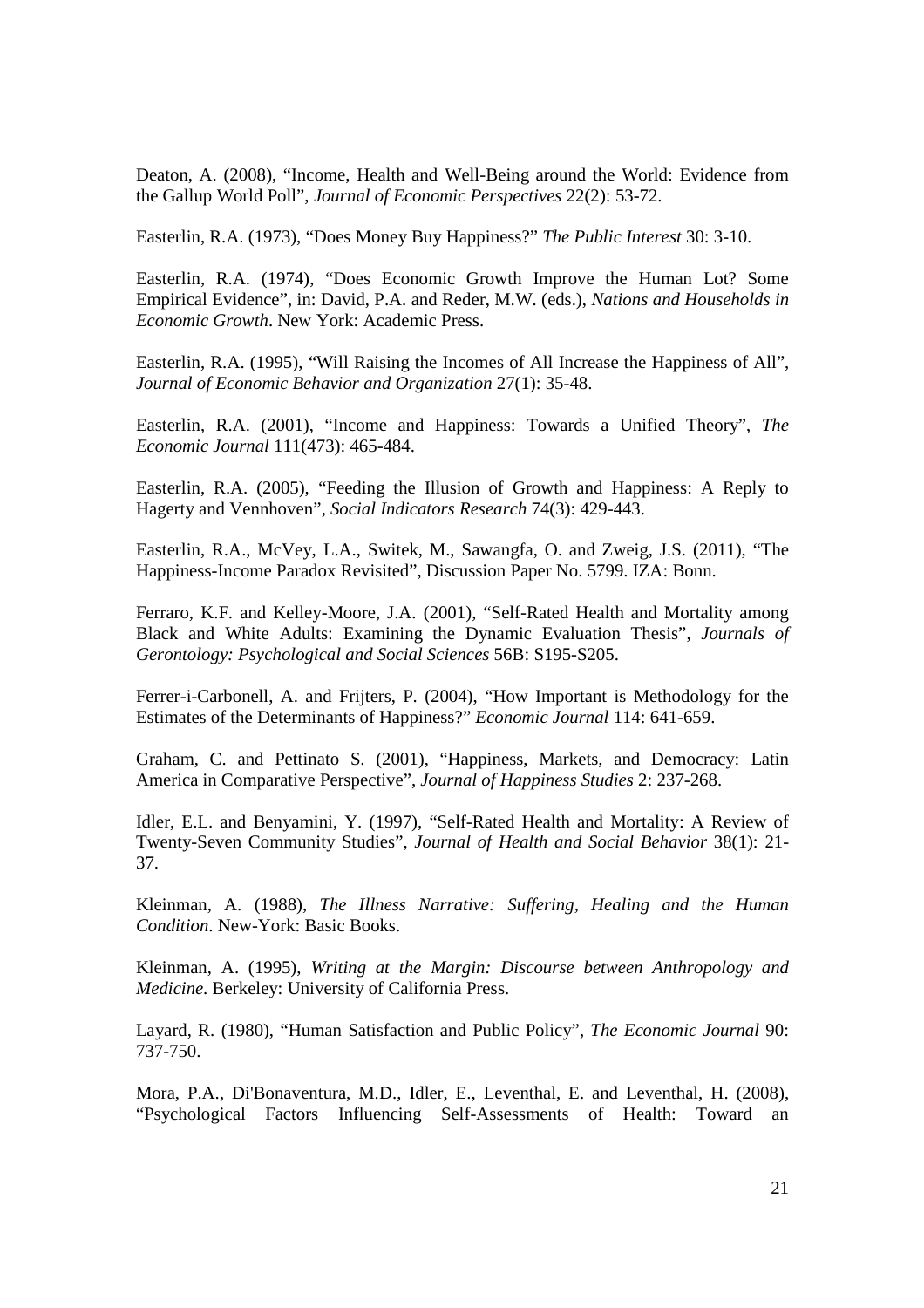Deaton, A. (2008), "Income, Health and Well-Being around the World: Evidence from the Gallup World Poll", *Journal of Economic Perspectives* 22(2): 53-72.

Easterlin, R.A. (1973), "Does Money Buy Happiness?" *The Public Interest* 30: 3-10.

Easterlin, R.A. (1974), "Does Economic Growth Improve the Human Lot? Some Empirical Evidence", in: David, P.A. and Reder, M.W. (eds.), *Nations and Households in Economic Growth*. New York: Academic Press.

Easterlin, R.A. (1995), "Will Raising the Incomes of All Increase the Happiness of All", *Journal of Economic Behavior and Organization* 27(1): 35-48.

Easterlin, R.A. (2001), "Income and Happiness: Towards a Unified Theory", *The Economic Journal* 111(473): 465-484.

Easterlin, R.A. (2005), "Feeding the Illusion of Growth and Happiness: A Reply to Hagerty and Vennhoven", *Social Indicators Research* 74(3): 429-443.

Easterlin, R.A., McVey, L.A., Switek, M., Sawangfa, O. and Zweig, J.S. (2011), "The Happiness-Income Paradox Revisited", Discussion Paper No. 5799. IZA: Bonn.

Ferraro, K.F. and Kelley-Moore, J.A. (2001), "Self-Rated Health and Mortality among Black and White Adults: Examining the Dynamic Evaluation Thesis", *Journals of Gerontology: Psychological and Social Sciences* 56B: S195-S205.

Ferrer-i-Carbonell, A. and Frijters, P. (2004), "How Important is Methodology for the Estimates of the Determinants of Happiness?" *Economic Journal* 114: 641-659.

Graham, C. and Pettinato S. (2001), "Happiness, Markets, and Democracy: Latin America in Comparative Perspective", *Journal of Happiness Studies* 2: 237-268.

Idler, E.L. and Benyamini, Y. (1997), "Self-Rated Health and Mortality: A Review of Twenty-Seven Community Studies", *Journal of Health and Social Behavior* 38(1): 21-37.

Kleinman, A. (1988), *The Illness Narrative: Suffering, Healing and the Human Condition*. New-York: Basic Books.

Kleinman, A. (1995), *Writing at the Margin: Discourse between Anthropology and Medicine*. Berkeley: University of California Press.

Layard, R. (1980), "Human Satisfaction and Public Policy", *The Economic Journal* 90: 737-750.

Mora, P.A., Di'Bonaventura, M.D., Idler, E., Leventhal, E. and Leventhal, H. (2008), "Psychological Factors Influencing Self-Assessments of Health: Toward an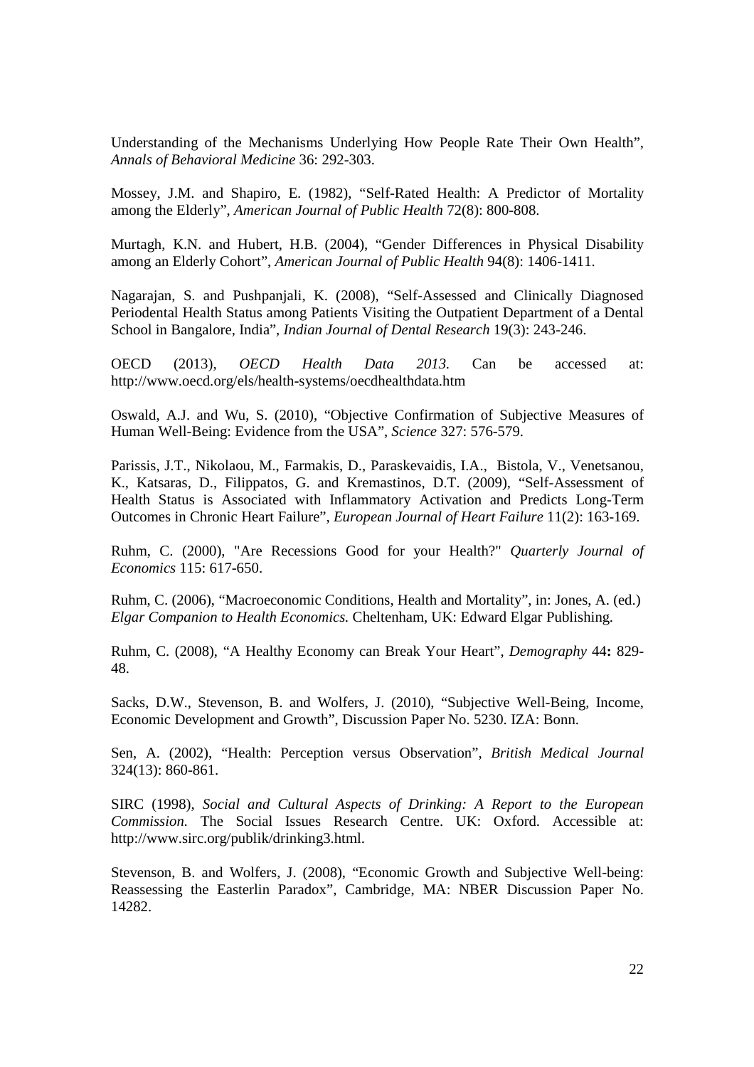Understanding of the Mechanisms Underlying How People Rate Their Own Health", *Annals of Behavioral Medicine* 36: 292-303.

Mossey, J.M. and Shapiro, E. (1982), "Self-Rated Health: A Predictor of Mortality among the Elderly", *American Journal of Public Health* 72(8): 800-808.

Murtagh, K.N. and Hubert, H.B. (2004), "Gender Differences in Physical Disability among an Elderly Cohort", *American Journal of Public Health* 94(8): 1406-1411.

Nagarajan, S. and Pushpanjali, K. (2008), "Self-Assessed and Clinically Diagnosed Periodental Health Status among Patients Visiting the Outpatient Department of a Dental School in Bangalore, India", *Indian Journal of Dental Research* 19(3): 243-246.

OECD (2013), *OECD Health Data 2013*. Can be accessed at: http://www.oecd.org/els/health-systems/oecdhealthdata.htm

Oswald, A.J. and Wu, S. (2010), "Objective Confirmation of Subjective Measures of Human Well-Being: Evidence from the USA", *Science* 327: 576-579.

Parissis, J.T., Nikolaou, M., Farmakis, D., Paraskevaidis, I.A., Bistola, V., Venetsanou, K., Katsaras, D., Filippatos, G. and Kremastinos, D.T. (2009), "Self-Assessment of Health Status is Associated with Inflammatory Activation and Predicts Long-Term Outcomes in Chronic Heart Failure", *European Journal of Heart Failure* 11(2): 163-169.

Ruhm, C. (2000), "Are Recessions Good for your Health?" *Quarterly Journal of Economics* 115: 617-650.

Ruhm, C. (2006), "Macroeconomic Conditions, Health and Mortality", in: Jones, A. (ed.) *Elgar Companion to Health Economics.* Cheltenham, UK: Edward Elgar Publishing.

Ruhm, C. (2008), "A Healthy Economy can Break Your Heart", *Demography* 44**:** 829-48.

Sacks, D.W., Stevenson, B. and Wolfers, J. (2010), "Subjective Well-Being, Income, Economic Development and Growth", Discussion Paper No. 5230. IZA: Bonn.

Sen, A. (2002), "Health: Perception versus Observation", *British Medical Journal* 324(13): 860-861.

SIRC (1998), *Social and Cultural Aspects of Drinking: A Report to the European Commission.* The Social Issues Research Centre. UK: Oxford. Accessible at: http://www.sirc.org/publik/drinking3.html.

Stevenson, B. and Wolfers, J. (2008), "Economic Growth and Subjective Well-being: Reassessing the Easterlin Paradox", Cambridge, MA: NBER Discussion Paper No. 14282.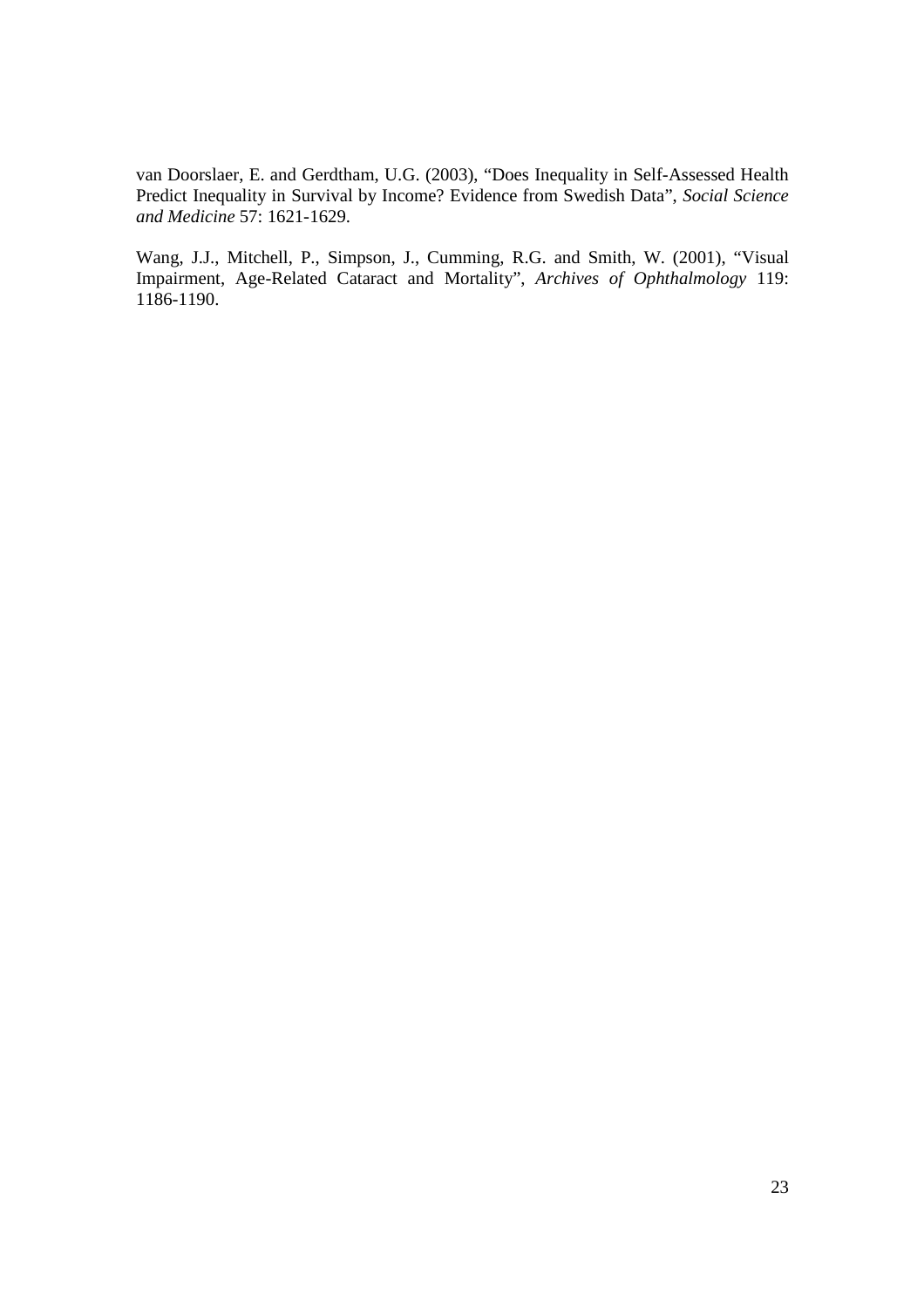van Doorslaer, E. and Gerdtham, U.G. (2003), "Does Inequality in Self-Assessed Health Predict Inequality in Survival by Income? Evidence from Swedish Data", *Social Science and Medicine* 57: 1621-1629.

Wang, J.J., Mitchell, P., Simpson, J., Cumming, R.G. and Smith, W. (2001), "Visual Impairment, Age-Related Cataract and Mortality", *Archives of Ophthalmology* 119: 1186-1190.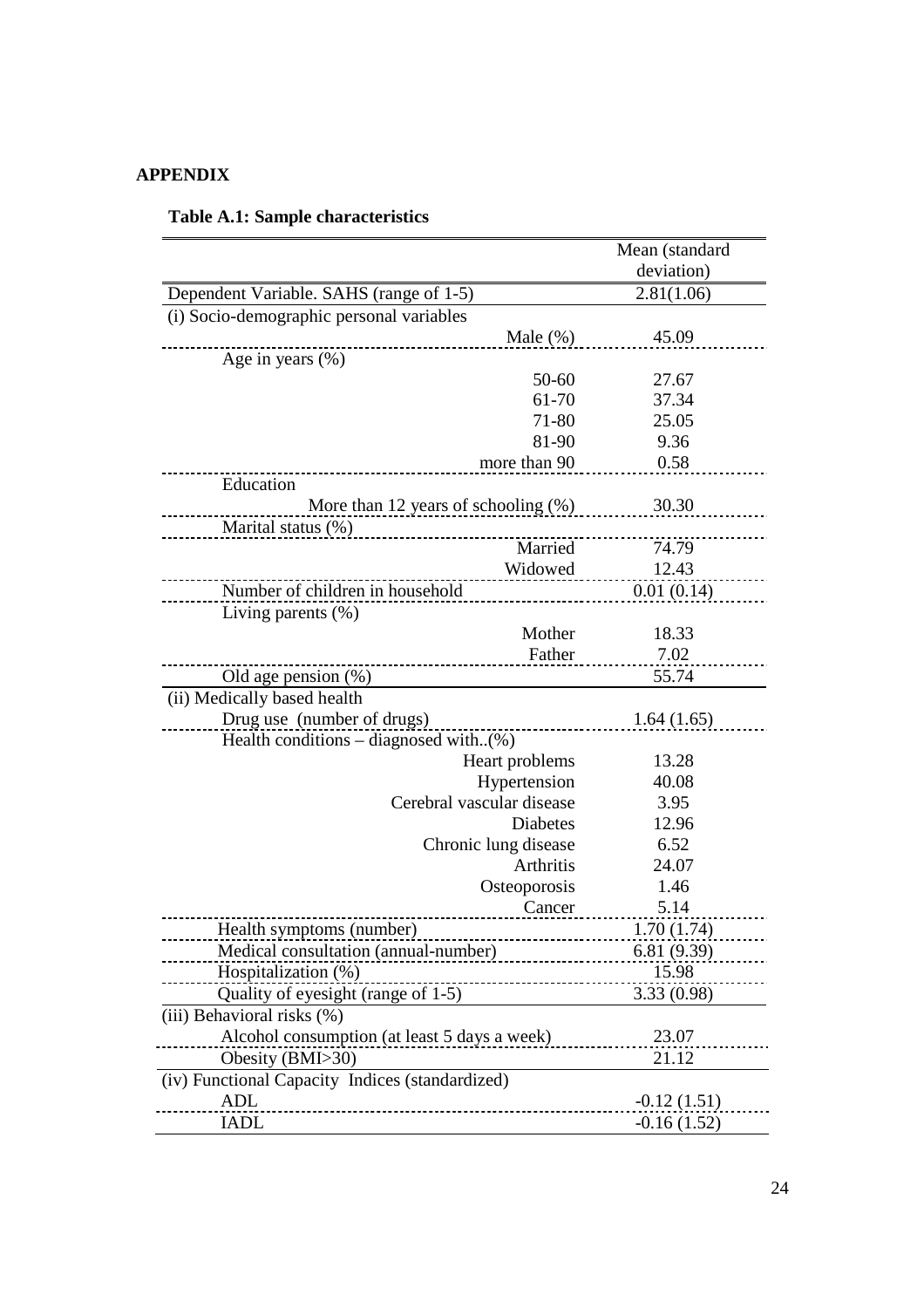**APPENDIX**

**Table A.1: Sample characteristics**

| | Mean (standard deviation) |
|---|---|
| Dependent Variable. SAHS (range of 1-5) | 2.81(1.06) |
| (i) Socio-demographic personal variables | |
| Male (%) | 45.09 |
| Age in years (%) | |
| 50-60 | 27.67 |
| 61-70 | 37.34 |
| 71-80 | 25.05 |
| 81-90 | 9.36 |
| more than 90 | 0.58 |
| Education | |
| More than 12 years of schooling (%) | 30.30 |
| Marital status (%) | |
| Married | 74.79 |
| Widowed | 12.43 |
| Number of children in household | 0.01 (0.14) |
| Living parents (%) | |
| Mother | 18.33 |
| Father | 7.02 |
| Old age pension (%) | 55.74 |
| (ii) Medically based health | |
| Drug use (number of drugs) | 1.64 (1.65) |
| Health conditions – diagnosed with..(%) | |
| Heart problems | 13.28 |
| Hypertension | 40.08 |
| Cerebral vascular disease | 3.95 |
| Diabetes | 12.96 |
| Chronic lung disease | 6.52 |
| Arthritis | 24.07 |
| Osteoporosis | 1.46 |
| Cancer | 5.14 |
| Health symptoms (number) | 1.70 (1.74) |
| Medical consultation (annual-number) | 6.81 (9.39) |
| Hospitalization (%) | 15.98 |
| Quality of eyesight (range of 1-5) | 3.33 (0.98) |
| (iii) Behavioral risks (%) | |
| Alcohol consumption (at least 5 days a week) | 23.07 |
| Obesity (BMI>30) | 21.12 |
| (iv) Functional Capacity Indices (standardized) | |
| ADL | -0.12 (1.51) |
| IADL | -0.16 (1.52) |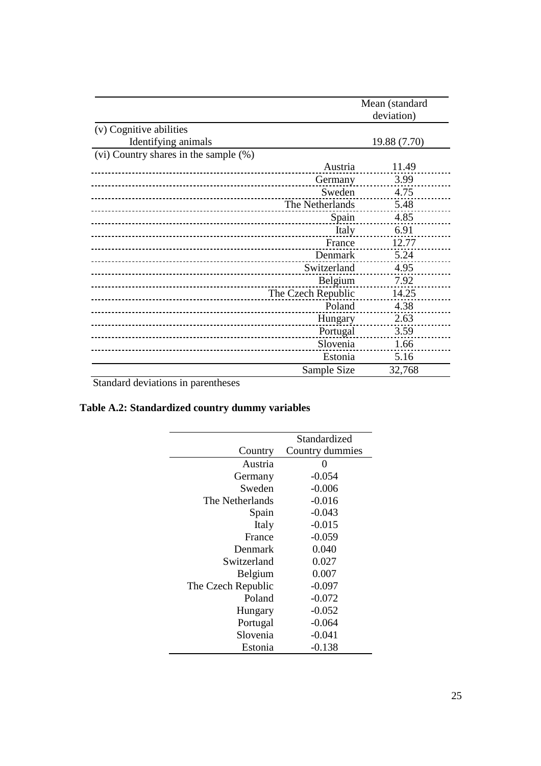| | Mean (standard deviation) |
|---|---|
| (v) Cognitive abilities | |
| Identifying animals | 19.88 (7.70) |
| (vi) Country shares in the sample (%) | |
| Austria | 11.49 |
| Germany | 3.99 |
| Sweden | 4.75 |
| The Netherlands | 5.48 |
| Spain | 4.85 |
| Italy | 6.91 |
| France | 12.77 |
| Denmark | 5.24 |
| Switzerland | 4.95 |
| Belgium | 7.92 |
| The Czech Republic | 14.25 |
| Poland | 4.38 |
| Hungary | 2.63 |
| Portugal | 3.59 |
| Slovenia | 1.66 |
| Estonia | 5.16 |
| Sample Size | 32,768 |

Standard deviations in parentheses

**Table A.2: Standardized country dummy variables**

| Country | Standardized Country dummies |
|---|---|
| Austria | 0 |
| Germany | -0.054 |
| Sweden | -0.006 |
| The Netherlands | -0.016 |
| Spain | -0.043 |
| Italy | -0.015 |
| France | -0.059 |
| Denmark | 0.040 |
| Switzerland | 0.027 |
| Belgium | 0.007 |
| The Czech Republic | -0.097 |
| Poland | -0.072 |
| Hungary | -0.052 |
| Portugal | -0.064 |
| Slovenia | -0.041 |
| Estonia | -0.138 |